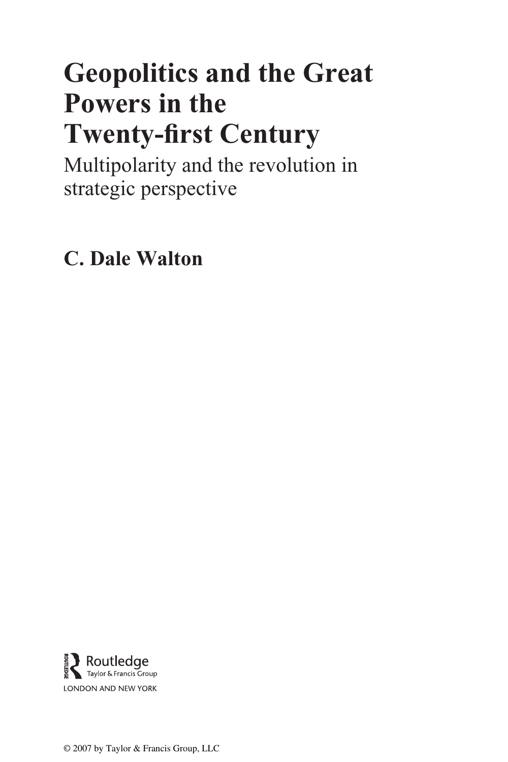# Geopolitics and the Great Powers in the Twenty-first Century

## Multipolarity and the revolution in strategic perspective

**C. Dale Walton**

Routledge
Taylor & Francis Group
LONDON AND NEW YORK

© 2007 by Taylor & Francis Group, LLC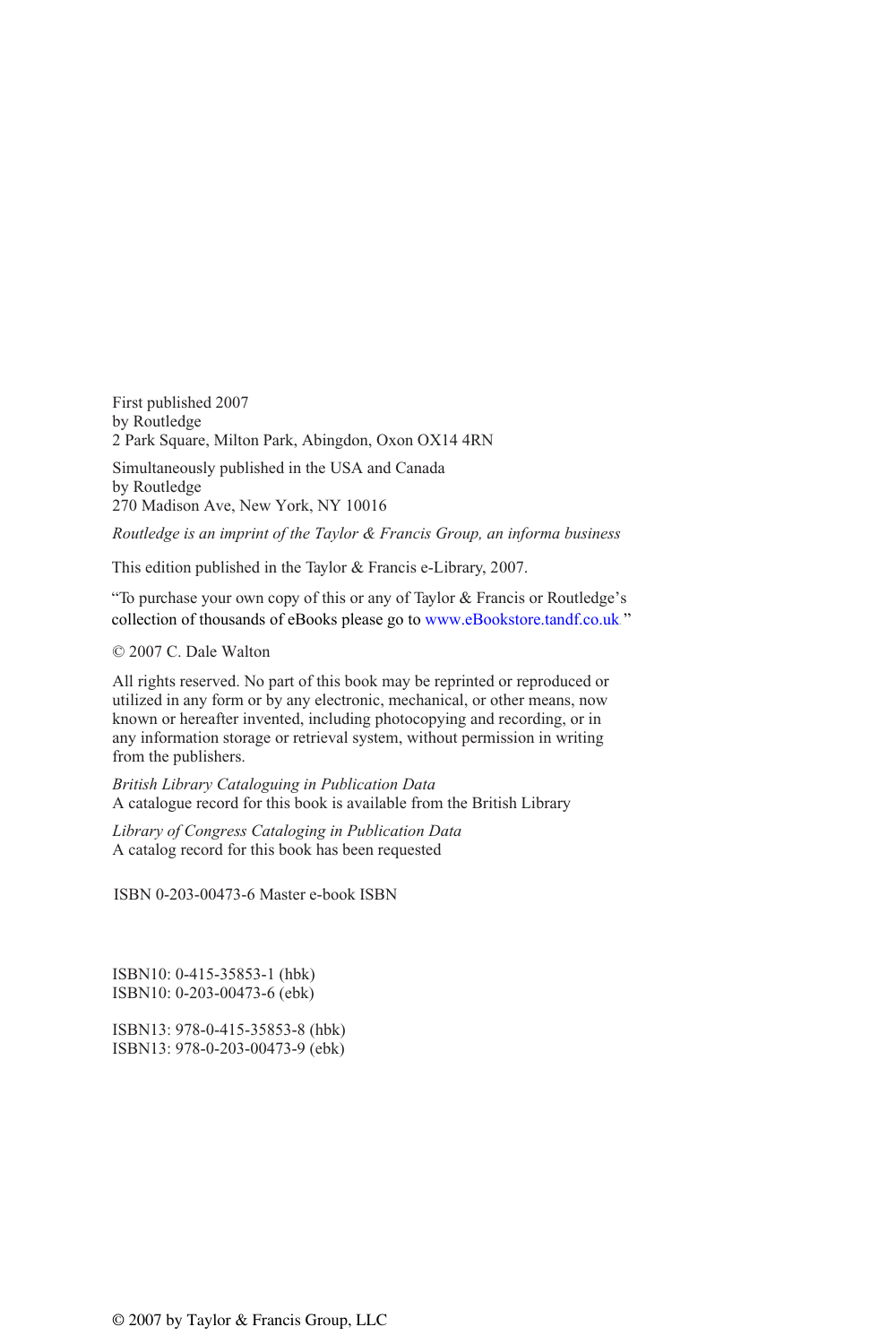First published 2007
by Routledge
2 Park Square, Milton Park, Abingdon, Oxon OX14 4RN

Simultaneously published in the USA and Canada
by Routledge
270 Madison Ave, New York, NY 10016

*Routledge is an imprint of the Taylor & Francis Group, an informa business*

This edition published in the Taylor & Francis e-Library, 2007.

"To purchase your own copy of this or any of Taylor & Francis or Routledge's collection of thousands of eBooks please go to www.eBookstore.tandf.co.uk."

© 2007 C. Dale Walton

All rights reserved. No part of this book may be reprinted or reproduced or utilized in any form or by any electronic, mechanical, or other means, now known or hereafter invented, including photocopying and recording, or in any information storage or retrieval system, without permission in writing from the publishers.

*British Library Cataloguing in Publication Data*
A catalogue record for this book is available from the British Library

*Library of Congress Cataloging in Publication Data*
A catalog record for this book has been requested

ISBN 0-203-00473-6 Master e-book ISBN

ISBN10: 0-415-35853-1 (hbk)
ISBN10: 0-203-00473-6 (ebk)

ISBN13: 978-0-415-35853-8 (hbk)
ISBN13: 978-0-203-00473-9 (ebk)

© 2007 by Taylor & Francis Group, LLC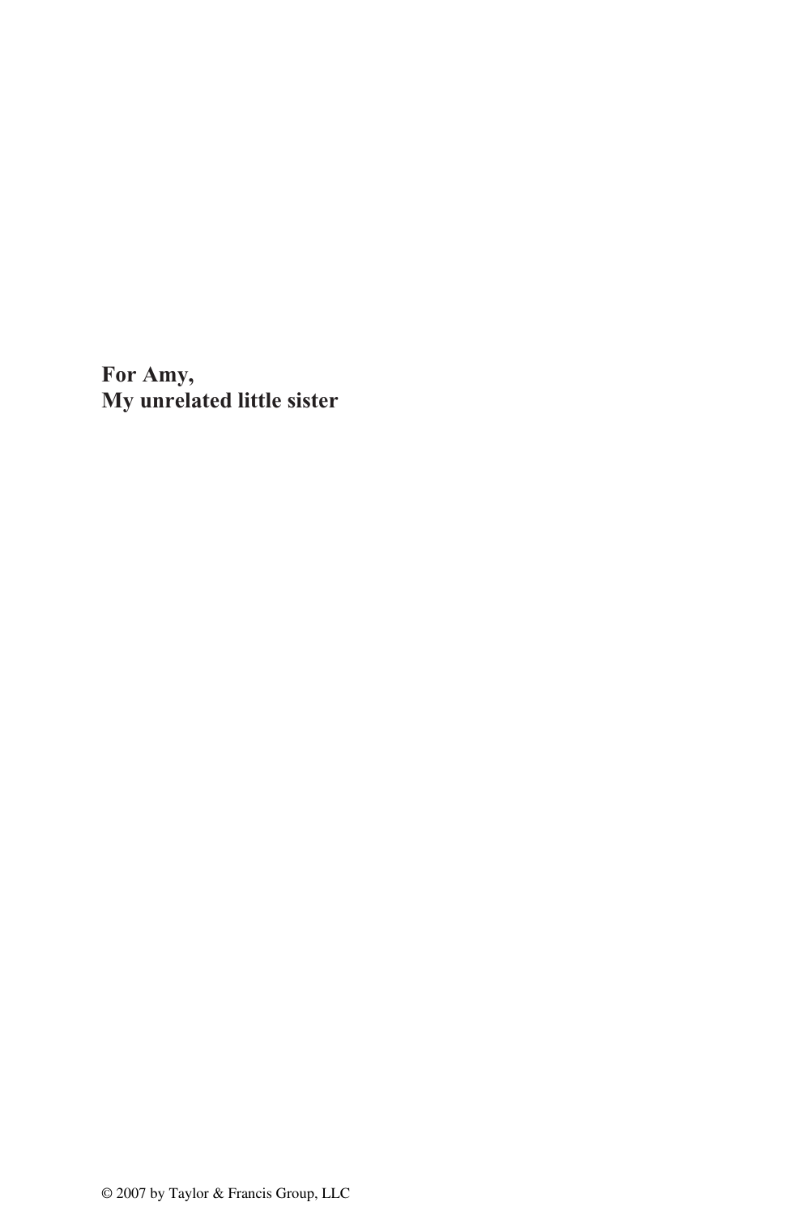**For Amy,**
**My unrelated little sister**

© 2007 by Taylor & Francis Group, LLC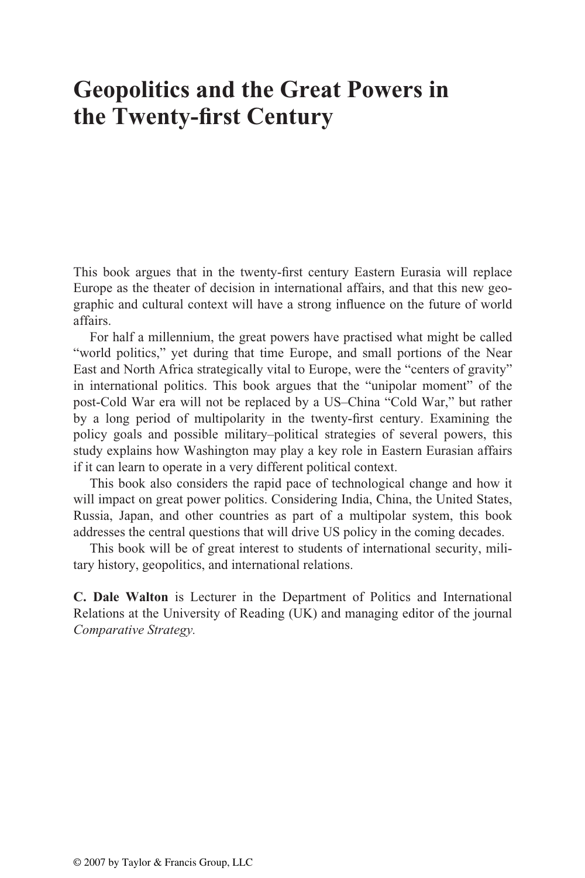# Geopolitics and the Great Powers in the Twenty-first Century

This book argues that in the twenty-first century Eastern Eurasia will replace Europe as the theater of decision in international affairs, and that this new geographic and cultural context will have a strong influence on the future of world affairs.

For half a millennium, the great powers have practised what might be called "world politics," yet during that time Europe, and small portions of the Near East and North Africa strategically vital to Europe, were the "centers of gravity" in international politics. This book argues that the "unipolar moment" of the post-Cold War era will not be replaced by a US–China "Cold War," but rather by a long period of multipolarity in the twenty-first century. Examining the policy goals and possible military–political strategies of several powers, this study explains how Washington may play a key role in Eastern Eurasian affairs if it can learn to operate in a very different political context.

This book also considers the rapid pace of technological change and how it will impact on great power politics. Considering India, China, the United States, Russia, Japan, and other countries as part of a multipolar system, this book addresses the central questions that will drive US policy in the coming decades.

This book will be of great interest to students of international security, military history, geopolitics, and international relations.

**C. Dale Walton** is Lecturer in the Department of Politics and International Relations at the University of Reading (UK) and managing editor of the journal *Comparative Strategy.*

© 2007 by Taylor & Francis Group, LLC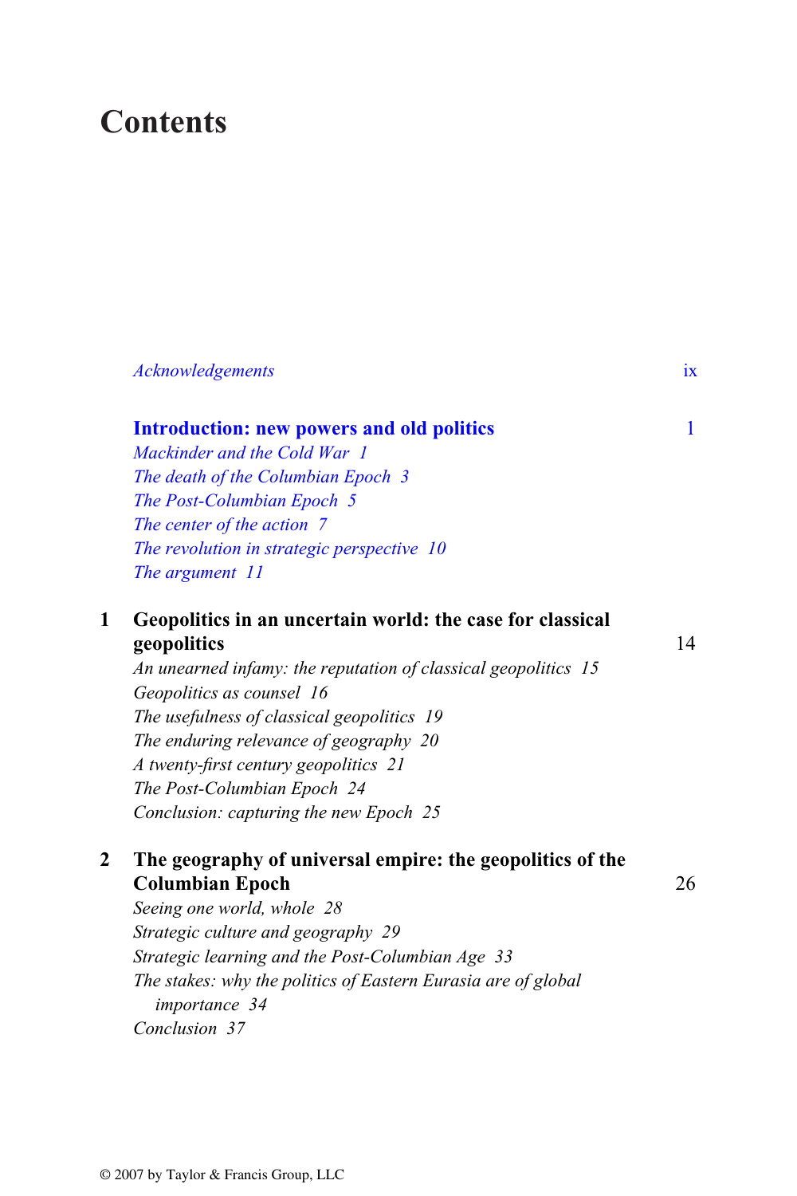# Contents

*Acknowledgements* ix

**Introduction: new powers and old politics** 1

*Mackinder and the Cold War 1*
*The death of the Columbian Epoch 3*
*The Post-Columbian Epoch 5*
*The center of the action 7*
*The revolution in strategic perspective 10*
*The argument 11*

**1 Geopolitics in an uncertain world: the case for classical geopolitics** 14

*An unearned infamy: the reputation of classical geopolitics 15*
*Geopolitics as counsel 16*
*The usefulness of classical geopolitics 19*
*The enduring relevance of geography 20*
*A twenty-first century geopolitics 21*
*The Post-Columbian Epoch 24*
*Conclusion: capturing the new Epoch 25*

**2 The geography of universal empire: the geopolitics of the Columbian Epoch** 26

*Seeing one world, whole 28*
*Strategic culture and geography 29*
*Strategic learning and the Post-Columbian Age 33*
*The stakes: why the politics of Eastern Eurasia are of global importance 34*
*Conclusion 37*

© 2007 by Taylor & Francis Group, LLC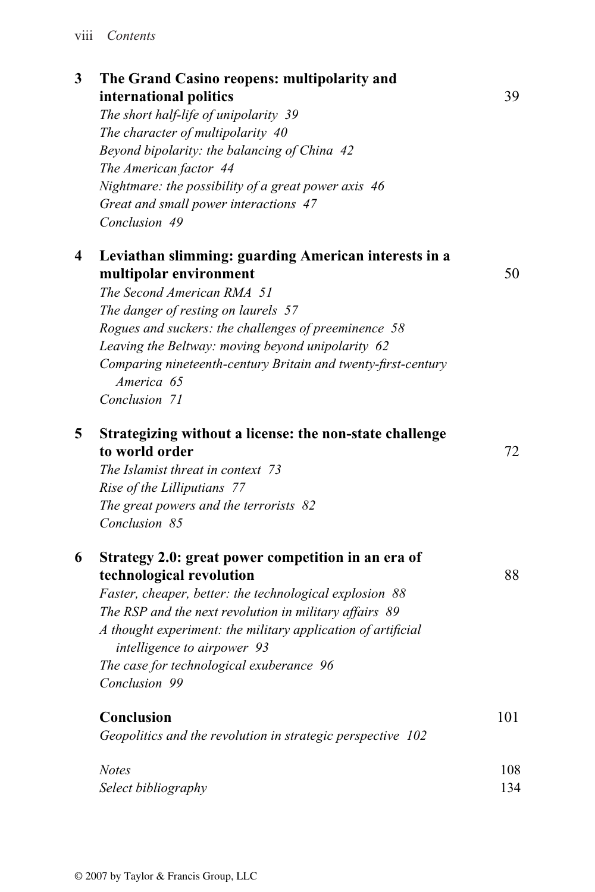**3 The Grand Casino reopens: multipolarity and international politics** 39

*The short half-life of unipolarity 39*
*The character of multipolarity 40*
*Beyond bipolarity: the balancing of China 42*
*The American factor 44*
*Nightmare: the possibility of a great power axis 46*
*Great and small power interactions 47*
*Conclusion 49*

**4 Leviathan slimming: guarding American interests in a multipolar environment** 50

*The Second American RMA 51*
*The danger of resting on laurels 57*
*Rogues and suckers: the challenges of preeminence 58*
*Leaving the Beltway: moving beyond unipolarity 62*
*Comparing nineteenth-century Britain and twenty-first-century America 65*
*Conclusion 71*

**5 Strategizing without a license: the non-state challenge to world order** 72

*The Islamist threat in context 73*
*Rise of the Lilliputians 77*
*The great powers and the terrorists 82*
*Conclusion 85*

**6 Strategy 2.0: great power competition in an era of technological revolution** 88

*Faster, cheaper, better: the technological explosion 88*
*The RSP and the next revolution in military affairs 89*
*A thought experiment: the military application of artificial intelligence to airpower 93*
*The case for technological exuberance 96*
*Conclusion 99*

**Conclusion** 101

*Geopolitics and the revolution in strategic perspective 102*

*Notes* 108
*Select bibliography* 134

© 2007 by Taylor & Francis Group, LLC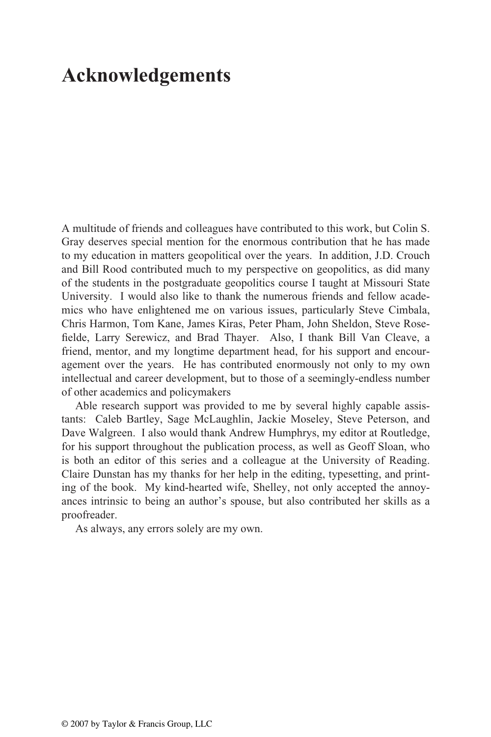# Acknowledgements

A multitude of friends and colleagues have contributed to this work, but Colin S. Gray deserves special mention for the enormous contribution that he has made to my education in matters geopolitical over the years. In addition, J.D. Crouch and Bill Rood contributed much to my perspective on geopolitics, as did many of the students in the postgraduate geopolitics course I taught at Missouri State University. I would also like to thank the numerous friends and fellow academics who have enlightened me on various issues, particularly Steve Cimbala, Chris Harmon, Tom Kane, James Kiras, Peter Pham, John Sheldon, Steve Rosefielde, Larry Serewicz, and Brad Thayer. Also, I thank Bill Van Cleave, a friend, mentor, and my longtime department head, for his support and encouragement over the years. He has contributed enormously not only to my own intellectual and career development, but to those of a seemingly-endless number of other academics and policymakers

Able research support was provided to me by several highly capable assistants: Caleb Bartley, Sage McLaughlin, Jackie Moseley, Steve Peterson, and Dave Walgreen. I also would thank Andrew Humphrys, my editor at Routledge, for his support throughout the publication process, as well as Geoff Sloan, who is both an editor of this series and a colleague at the University of Reading. Claire Dunstan has my thanks for her help in the editing, typesetting, and printing of the book. My kind-hearted wife, Shelley, not only accepted the annoyances intrinsic to being an author's spouse, but also contributed her skills as a proofreader.

As always, any errors solely are my own.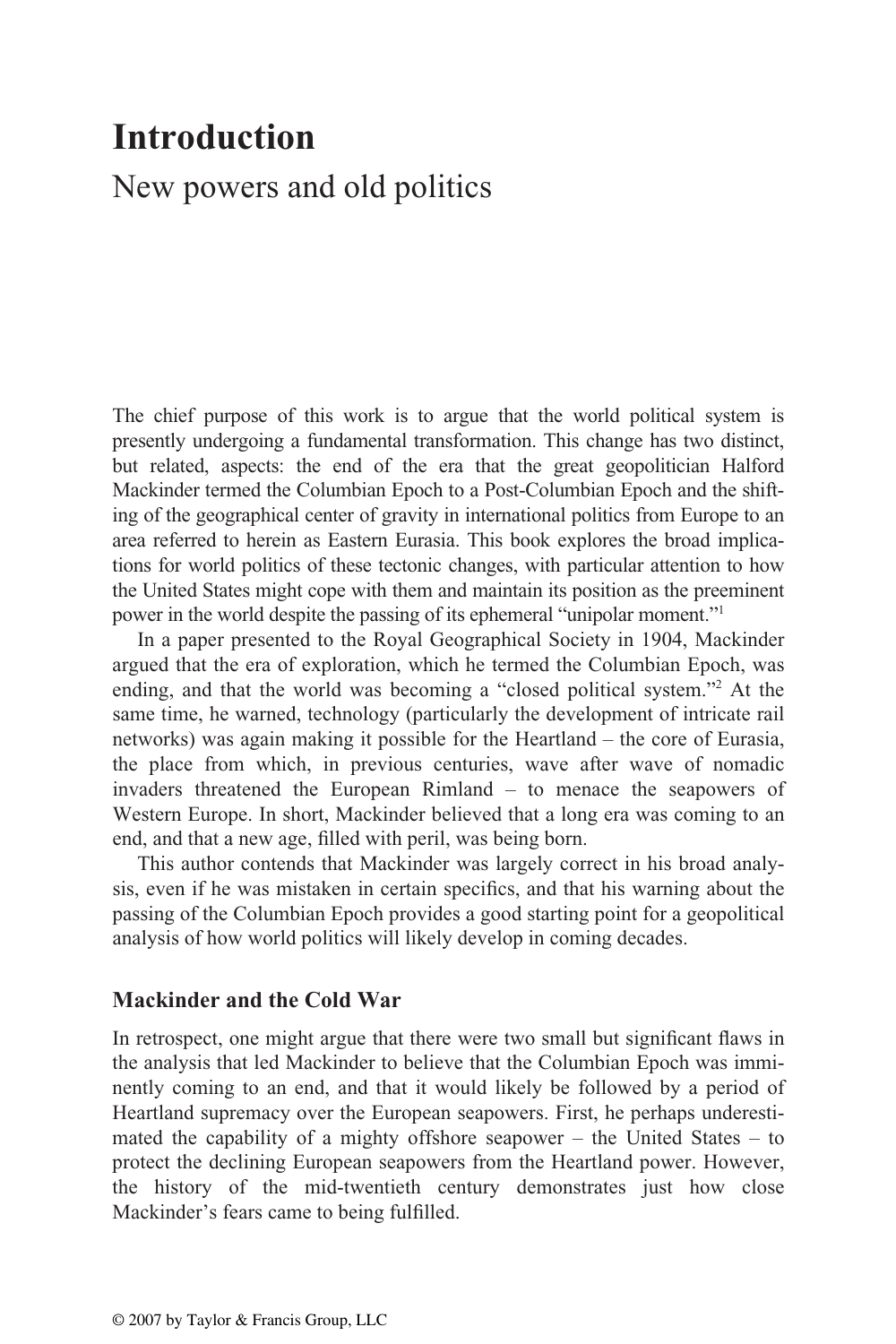# Introduction

## New powers and old politics

The chief purpose of this work is to argue that the world political system is presently undergoing a fundamental transformation. This change has two distinct, but related, aspects: the end of the era that the great geopolitician Halford Mackinder termed the Columbian Epoch to a Post-Columbian Epoch and the shifting of the geographical center of gravity in international politics from Europe to an area referred to herein as Eastern Eurasia. This book explores the broad implications for world politics of these tectonic changes, with particular attention to how the United States might cope with them and maintain its position as the preeminent power in the world despite the passing of its ephemeral "unipolar moment."[1]

In a paper presented to the Royal Geographical Society in 1904, Mackinder argued that the era of exploration, which he termed the Columbian Epoch, was ending, and that the world was becoming a "closed political system."[2] At the same time, he warned, technology (particularly the development of intricate rail networks) was again making it possible for the Heartland – the core of Eurasia, the place from which, in previous centuries, wave after wave of nomadic invaders threatened the European Rimland – to menace the seapowers of Western Europe. In short, Mackinder believed that a long era was coming to an end, and that a new age, filled with peril, was being born.

This author contends that Mackinder was largely correct in his broad analysis, even if he was mistaken in certain specifics, and that his warning about the passing of the Columbian Epoch provides a good starting point for a geopolitical analysis of how world politics will likely develop in coming decades.

### Mackinder and the Cold War

In retrospect, one might argue that there were two small but significant flaws in the analysis that led Mackinder to believe that the Columbian Epoch was imminently coming to an end, and that it would likely be followed by a period of Heartland supremacy over the European seapowers. First, he perhaps underestimated the capability of a mighty offshore seapower – the United States – to protect the declining European seapowers from the Heartland power. However, the history of the mid-twentieth century demonstrates just how close Mackinder's fears came to being fulfilled.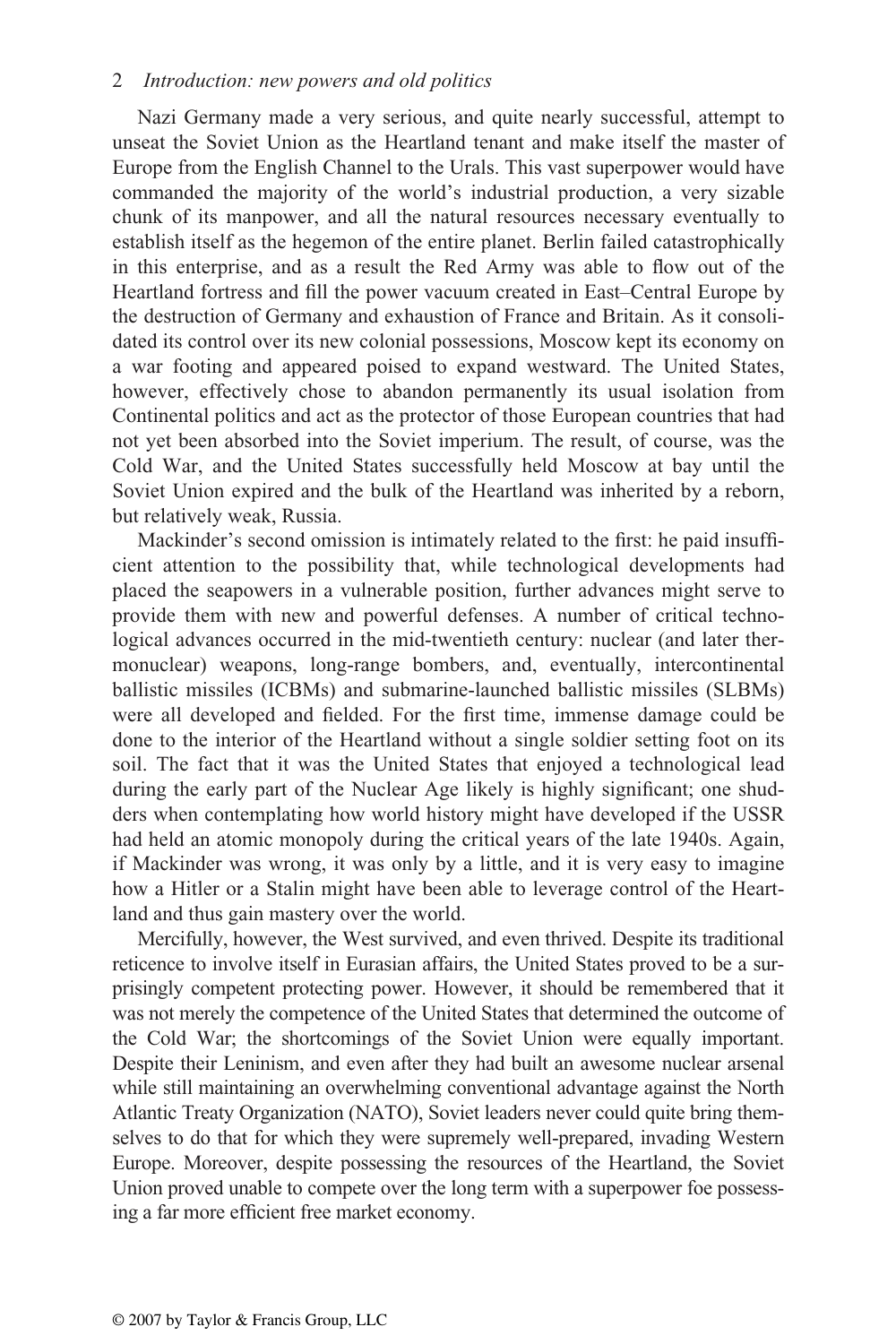Nazi Germany made a very serious, and quite nearly successful, attempt to unseat the Soviet Union as the Heartland tenant and make itself the master of Europe from the English Channel to the Urals. This vast superpower would have commanded the majority of the world's industrial production, a very sizable chunk of its manpower, and all the natural resources necessary eventually to establish itself as the hegemon of the entire planet. Berlin failed catastrophically in this enterprise, and as a result the Red Army was able to flow out of the Heartland fortress and fill the power vacuum created in East–Central Europe by the destruction of Germany and exhaustion of France and Britain. As it consolidated its control over its new colonial possessions, Moscow kept its economy on a war footing and appeared poised to expand westward. The United States, however, effectively chose to abandon permanently its usual isolation from Continental politics and act as the protector of those European countries that had not yet been absorbed into the Soviet imperium. The result, of course, was the Cold War, and the United States successfully held Moscow at bay until the Soviet Union expired and the bulk of the Heartland was inherited by a reborn, but relatively weak, Russia.

Mackinder's second omission is intimately related to the first: he paid insufficient attention to the possibility that, while technological developments had placed the seapowers in a vulnerable position, further advances might serve to provide them with new and powerful defenses. A number of critical technological advances occurred in the mid-twentieth century: nuclear (and later thermonuclear) weapons, long-range bombers, and, eventually, intercontinental ballistic missiles (ICBMs) and submarine-launched ballistic missiles (SLBMs) were all developed and fielded. For the first time, immense damage could be done to the interior of the Heartland without a single soldier setting foot on its soil. The fact that it was the United States that enjoyed a technological lead during the early part of the Nuclear Age likely is highly significant; one shudders when contemplating how world history might have developed if the USSR had held an atomic monopoly during the critical years of the late 1940s. Again, if Mackinder was wrong, it was only by a little, and it is very easy to imagine how a Hitler or a Stalin might have been able to leverage control of the Heartland and thus gain mastery over the world.

Mercifully, however, the West survived, and even thrived. Despite its traditional reticence to involve itself in Eurasian affairs, the United States proved to be a surprisingly competent protecting power. However, it should be remembered that it was not merely the competence of the United States that determined the outcome of the Cold War; the shortcomings of the Soviet Union were equally important. Despite their Leninism, and even after they had built an awesome nuclear arsenal while still maintaining an overwhelming conventional advantage against the North Atlantic Treaty Organization (NATO), Soviet leaders never could quite bring themselves to do that for which they were supremely well-prepared, invading Western Europe. Moreover, despite possessing the resources of the Heartland, the Soviet Union proved unable to compete over the long term with a superpower foe possessing a far more efficient free market economy.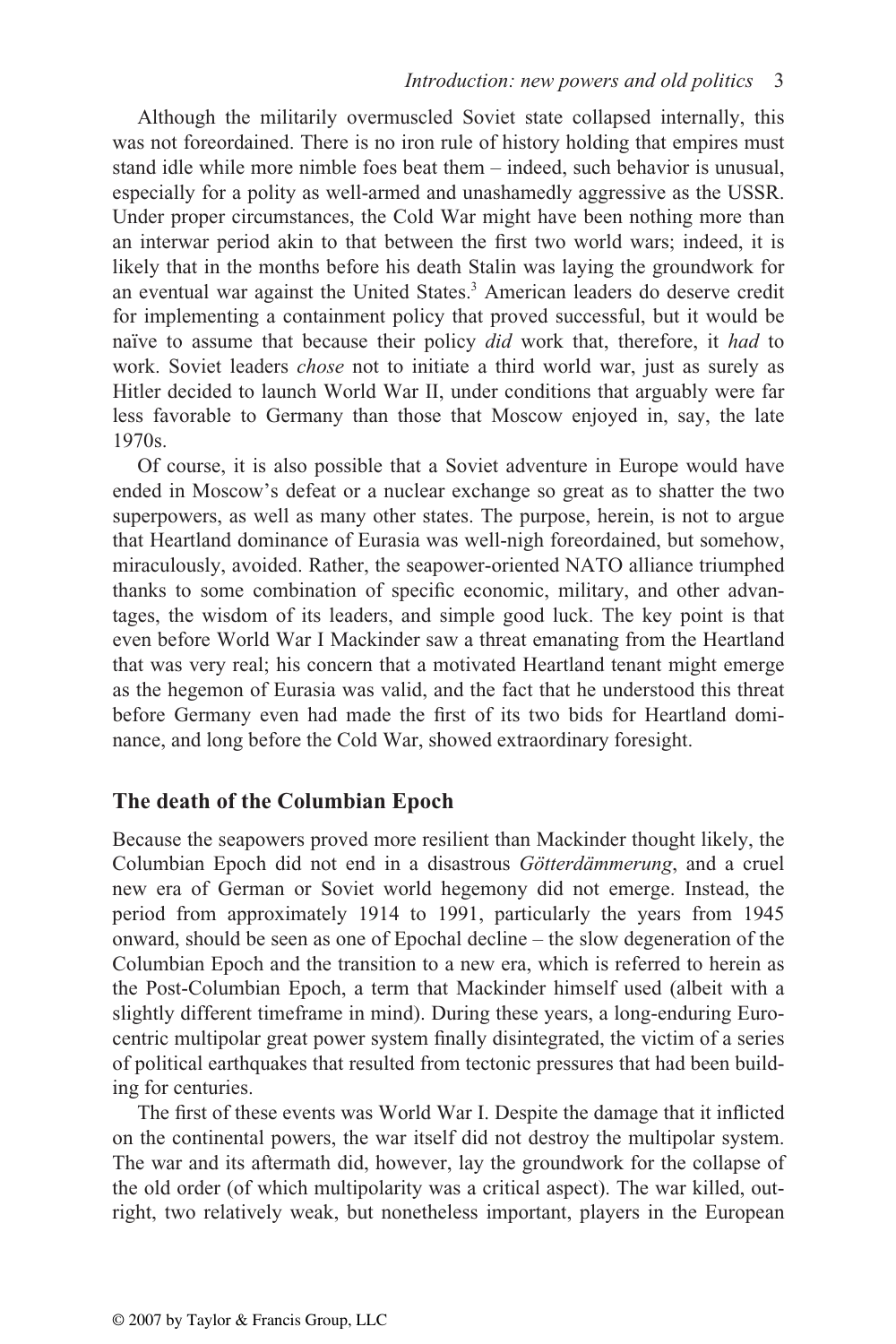Although the militarily overmuscled Soviet state collapsed internally, this was not foreordained. There is no iron rule of history holding that empires must stand idle while more nimble foes beat them – indeed, such behavior is unusual, especially for a polity as well-armed and unashamedly aggressive as the USSR. Under proper circumstances, the Cold War might have been nothing more than an interwar period akin to that between the first two world wars; indeed, it is likely that in the months before his death Stalin was laying the groundwork for an eventual war against the United States.[3] American leaders do deserve credit for implementing a containment policy that proved successful, but it would be naïve to assume that because their policy *did* work that, therefore, it *had* to work. Soviet leaders *chose* not to initiate a third world war, just as surely as Hitler decided to launch World War II, under conditions that arguably were far less favorable to Germany than those that Moscow enjoyed in, say, the late 1970s.

Of course, it is also possible that a Soviet adventure in Europe would have ended in Moscow's defeat or a nuclear exchange so great as to shatter the two superpowers, as well as many other states. The purpose, herein, is not to argue that Heartland dominance of Eurasia was well-nigh foreordained, but somehow, miraculously, avoided. Rather, the seapower-oriented NATO alliance triumphed thanks to some combination of specific economic, military, and other advantages, the wisdom of its leaders, and simple good luck. The key point is that even before World War I Mackinder saw a threat emanating from the Heartland that was very real; his concern that a motivated Heartland tenant might emerge as the hegemon of Eurasia was valid, and the fact that he understood this threat before Germany even had made the first of its two bids for Heartland dominance, and long before the Cold War, showed extraordinary foresight.

## The death of the Columbian Epoch

Because the seapowers proved more resilient than Mackinder thought likely, the Columbian Epoch did not end in a disastrous *Götterdämmerung*, and a cruel new era of German or Soviet world hegemony did not emerge. Instead, the period from approximately 1914 to 1991, particularly the years from 1945 onward, should be seen as one of Epochal decline – the slow degeneration of the Columbian Epoch and the transition to a new era, which is referred to herein as the Post-Columbian Epoch, a term that Mackinder himself used (albeit with a slightly different timeframe in mind). During these years, a long-enduring Eurocentric multipolar great power system finally disintegrated, the victim of a series of political earthquakes that resulted from tectonic pressures that had been building for centuries.

The first of these events was World War I. Despite the damage that it inflicted on the continental powers, the war itself did not destroy the multipolar system. The war and its aftermath did, however, lay the groundwork for the collapse of the old order (of which multipolarity was a critical aspect). The war killed, outright, two relatively weak, but nonetheless important, players in the European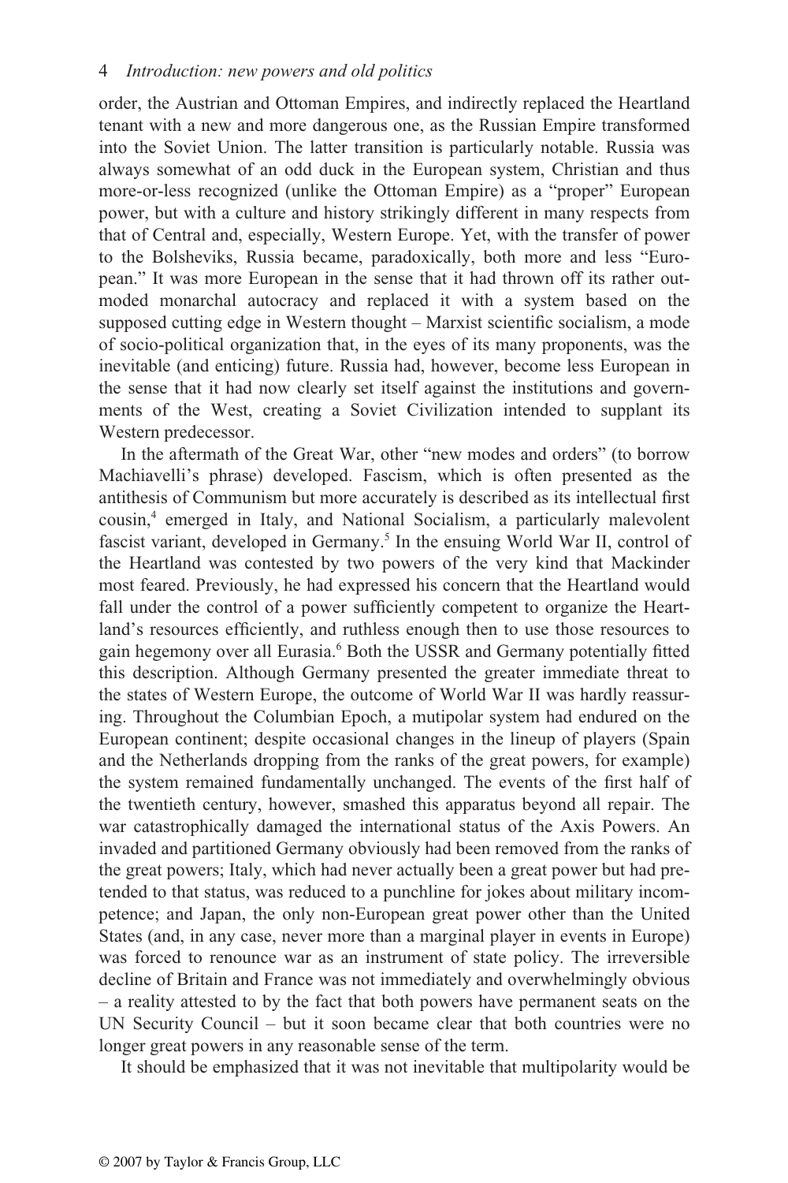order, the Austrian and Ottoman Empires, and indirectly replaced the Heartland tenant with a new and more dangerous one, as the Russian Empire transformed into the Soviet Union. The latter transition is particularly notable. Russia was always somewhat of an odd duck in the European system, Christian and thus more-or-less recognized (unlike the Ottoman Empire) as a "proper" European power, but with a culture and history strikingly different in many respects from that of Central and, especially, Western Europe. Yet, with the transfer of power to the Bolsheviks, Russia became, paradoxically, both more and less "European." It was more European in the sense that it had thrown off its rather outmoded monarchal autocracy and replaced it with a system based on the supposed cutting edge in Western thought – Marxist scientific socialism, a mode of socio-political organization that, in the eyes of its many proponents, was the inevitable (and enticing) future. Russia had, however, become less European in the sense that it had now clearly set itself against the institutions and governments of the West, creating a Soviet Civilization intended to supplant its Western predecessor.

In the aftermath of the Great War, other "new modes and orders" (to borrow Machiavelli's phrase) developed. Fascism, which is often presented as the antithesis of Communism but more accurately is described as its intellectual first cousin,[4] emerged in Italy, and National Socialism, a particularly malevolent fascist variant, developed in Germany.[5] In the ensuing World War II, control of the Heartland was contested by two powers of the very kind that Mackinder most feared. Previously, he had expressed his concern that the Heartland would fall under the control of a power sufficiently competent to organize the Heartland's resources efficiently, and ruthless enough then to use those resources to gain hegemony over all Eurasia.[6] Both the USSR and Germany potentially fitted this description. Although Germany presented the greater immediate threat to the states of Western Europe, the outcome of World War II was hardly reassuring. Throughout the Columbian Epoch, a mutipolar system had endured on the European continent; despite occasional changes in the lineup of players (Spain and the Netherlands dropping from the ranks of the great powers, for example) the system remained fundamentally unchanged. The events of the first half of the twentieth century, however, smashed this apparatus beyond all repair. The war catastrophically damaged the international status of the Axis Powers. An invaded and partitioned Germany obviously had been removed from the ranks of the great powers; Italy, which had never actually been a great power but had pretended to that status, was reduced to a punchline for jokes about military incompetence; and Japan, the only non-European great power other than the United States (and, in any case, never more than a marginal player in events in Europe) was forced to renounce war as an instrument of state policy. The irreversible decline of Britain and France was not immediately and overwhelmingly obvious – a reality attested to by the fact that both powers have permanent seats on the UN Security Council – but it soon became clear that both countries were no longer great powers in any reasonable sense of the term.

It should be emphasized that it was not inevitable that multipolarity would be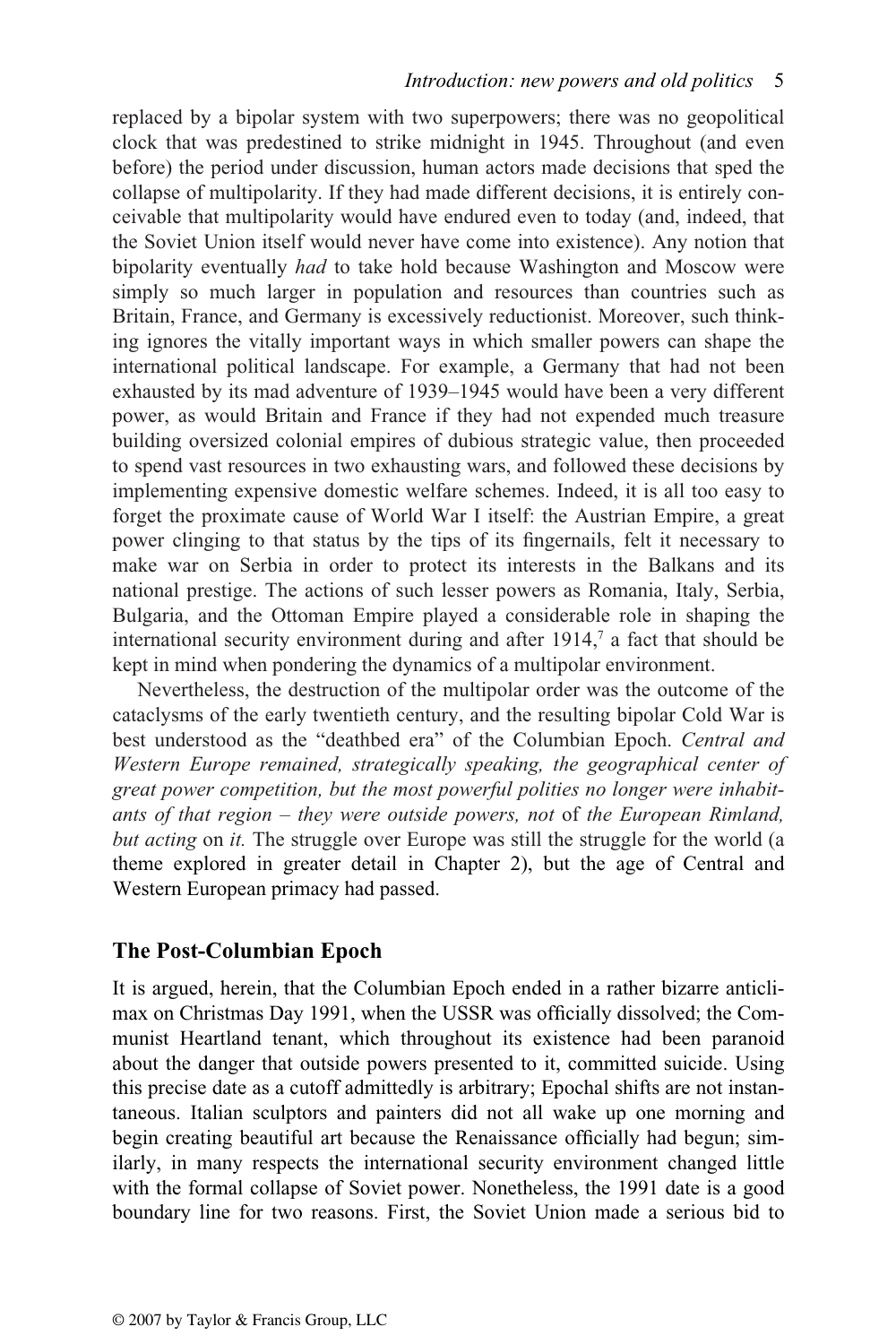replaced by a bipolar system with two superpowers; there was no geopolitical clock that was predestined to strike midnight in 1945. Throughout (and even before) the period under discussion, human actors made decisions that sped the collapse of multipolarity. If they had made different decisions, it is entirely conceivable that multipolarity would have endured even to today (and, indeed, that the Soviet Union itself would never have come into existence). Any notion that bipolarity eventually *had* to take hold because Washington and Moscow were simply so much larger in population and resources than countries such as Britain, France, and Germany is excessively reductionist. Moreover, such thinking ignores the vitally important ways in which smaller powers can shape the international political landscape. For example, a Germany that had not been exhausted by its mad adventure of 1939–1945 would have been a very different power, as would Britain and France if they had not expended much treasure building oversized colonial empires of dubious strategic value, then proceeded to spend vast resources in two exhausting wars, and followed these decisions by implementing expensive domestic welfare schemes. Indeed, it is all too easy to forget the proximate cause of World War I itself: the Austrian Empire, a great power clinging to that status by the tips of its fingernails, felt it necessary to make war on Serbia in order to protect its interests in the Balkans and its national prestige. The actions of such lesser powers as Romania, Italy, Serbia, Bulgaria, and the Ottoman Empire played a considerable role in shaping the international security environment during and after 1914,[7] a fact that should be kept in mind when pondering the dynamics of a multipolar environment.

Nevertheless, the destruction of the multipolar order was the outcome of the cataclysms of the early twentieth century, and the resulting bipolar Cold War is best understood as the "deathbed era" of the Columbian Epoch. *Central and Western Europe remained, strategically speaking, the geographical center of great power competition, but the most powerful polities no longer were inhabitants of that region – they were outside powers, not* of *the European Rimland, but acting* on *it.* The struggle over Europe was still the struggle for the world (a theme explored in greater detail in Chapter 2), but the age of Central and Western European primacy had passed.

## The Post-Columbian Epoch

It is argued, herein, that the Columbian Epoch ended in a rather bizarre anticlimax on Christmas Day 1991, when the USSR was officially dissolved; the Communist Heartland tenant, which throughout its existence had been paranoid about the danger that outside powers presented to it, committed suicide. Using this precise date as a cutoff admittedly is arbitrary; Epochal shifts are not instantaneous. Italian sculptors and painters did not all wake up one morning and begin creating beautiful art because the Renaissance officially had begun; similarly, in many respects the international security environment changed little with the formal collapse of Soviet power. Nonetheless, the 1991 date is a good boundary line for two reasons. First, the Soviet Union made a serious bid to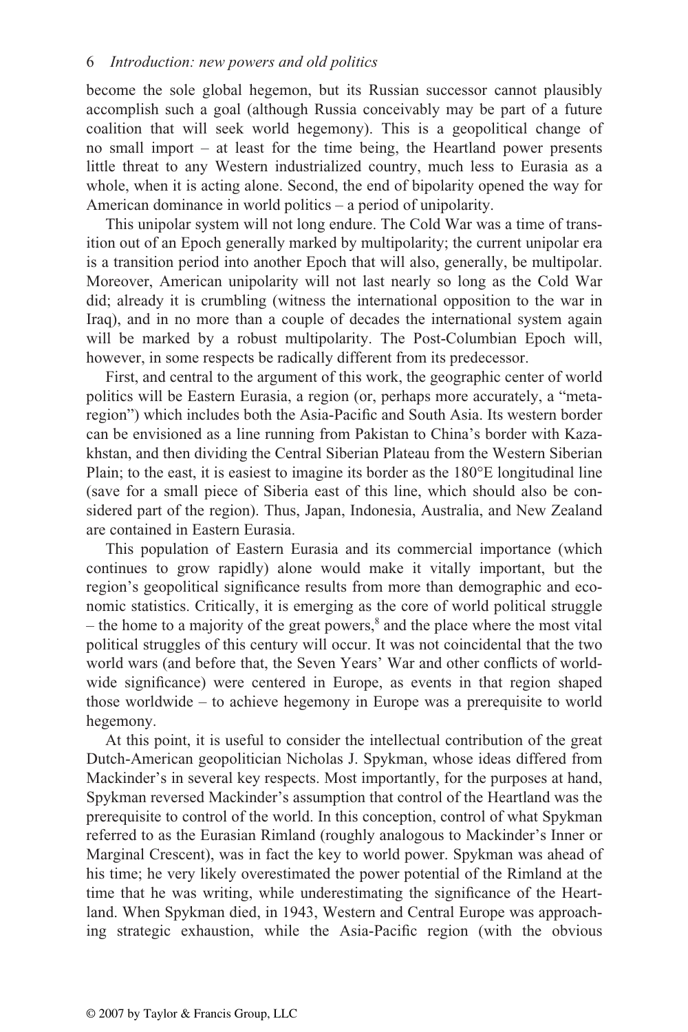become the sole global hegemon, but its Russian successor cannot plausibly accomplish such a goal (although Russia conceivably may be part of a future coalition that will seek world hegemony). This is a geopolitical change of no small import – at least for the time being, the Heartland power presents little threat to any Western industrialized country, much less to Eurasia as a whole, when it is acting alone. Second, the end of bipolarity opened the way for American dominance in world politics – a period of unipolarity.

This unipolar system will not long endure. The Cold War was a time of transition out of an Epoch generally marked by multipolarity; the current unipolar era is a transition period into another Epoch that will also, generally, be multipolar. Moreover, American unipolarity will not last nearly so long as the Cold War did; already it is crumbling (witness the international opposition to the war in Iraq), and in no more than a couple of decades the international system again will be marked by a robust multipolarity. The Post-Columbian Epoch will, however, in some respects be radically different from its predecessor.

First, and central to the argument of this work, the geographic center of world politics will be Eastern Eurasia, a region (or, perhaps more accurately, a "meta-region") which includes both the Asia-Pacific and South Asia. Its western border can be envisioned as a line running from Pakistan to China's border with Kazakhstan, and then dividing the Central Siberian Plateau from the Western Siberian Plain; to the east, it is easiest to imagine its border as the 180°E longitudinal line (save for a small piece of Siberia east of this line, which should also be considered part of the region). Thus, Japan, Indonesia, Australia, and New Zealand are contained in Eastern Eurasia.

This population of Eastern Eurasia and its commercial importance (which continues to grow rapidly) alone would make it vitally important, but the region's geopolitical significance results from more than demographic and economic statistics. Critically, it is emerging as the core of world political struggle – the home to a majority of the great powers,[8] and the place where the most vital political struggles of this century will occur. It was not coincidental that the two world wars (and before that, the Seven Years' War and other conflicts of worldwide significance) were centered in Europe, as events in that region shaped those worldwide – to achieve hegemony in Europe was a prerequisite to world hegemony.

At this point, it is useful to consider the intellectual contribution of the great Dutch-American geopolitician Nicholas J. Spykman, whose ideas differed from Mackinder's in several key respects. Most importantly, for the purposes at hand, Spykman reversed Mackinder's assumption that control of the Heartland was the prerequisite to control of the world. In this conception, control of what Spykman referred to as the Eurasian Rimland (roughly analogous to Mackinder's Inner or Marginal Crescent), was in fact the key to world power. Spykman was ahead of his time; he very likely overestimated the power potential of the Rimland at the time that he was writing, while underestimating the significance of the Heartland. When Spykman died, in 1943, Western and Central Europe was approaching strategic exhaustion, while the Asia-Pacific region (with the obvious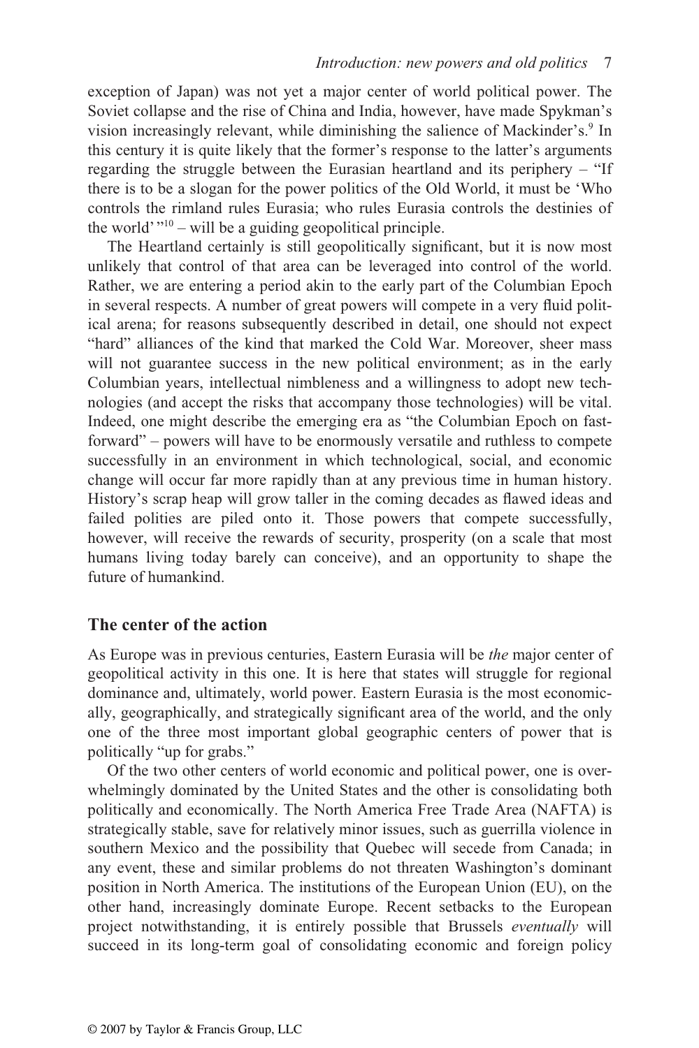exception of Japan) was not yet a major center of world political power. The Soviet collapse and the rise of China and India, however, have made Spykman's vision increasingly relevant, while diminishing the salience of Mackinder's.[9] In this century it is quite likely that the former's response to the latter's arguments regarding the struggle between the Eurasian heartland and its periphery – "If there is to be a slogan for the power politics of the Old World, it must be 'Who controls the rimland rules Eurasia; who rules Eurasia controls the destinies of the world' "[10] – will be a guiding geopolitical principle.

The Heartland certainly is still geopolitically significant, but it is now most unlikely that control of that area can be leveraged into control of the world. Rather, we are entering a period akin to the early part of the Columbian Epoch in several respects. A number of great powers will compete in a very fluid political arena; for reasons subsequently described in detail, one should not expect "hard" alliances of the kind that marked the Cold War. Moreover, sheer mass will not guarantee success in the new political environment; as in the early Columbian years, intellectual nimbleness and a willingness to adopt new technologies (and accept the risks that accompany those technologies) will be vital. Indeed, one might describe the emerging era as "the Columbian Epoch on fast-forward" – powers will have to be enormously versatile and ruthless to compete successfully in an environment in which technological, social, and economic change will occur far more rapidly than at any previous time in human history. History's scrap heap will grow taller in the coming decades as flawed ideas and failed polities are piled onto it. Those powers that compete successfully, however, will receive the rewards of security, prosperity (on a scale that most humans living today barely can conceive), and an opportunity to shape the future of humankind.

## The center of the action

As Europe was in previous centuries, Eastern Eurasia will be *the* major center of geopolitical activity in this one. It is here that states will struggle for regional dominance and, ultimately, world power. Eastern Eurasia is the most economically, geographically, and strategically significant area of the world, and the only one of the three most important global geographic centers of power that is politically "up for grabs."

Of the two other centers of world economic and political power, one is overwhelmingly dominated by the United States and the other is consolidating both politically and economically. The North America Free Trade Area (NAFTA) is strategically stable, save for relatively minor issues, such as guerrilla violence in southern Mexico and the possibility that Quebec will secede from Canada; in any event, these and similar problems do not threaten Washington's dominant position in North America. The institutions of the European Union (EU), on the other hand, increasingly dominate Europe. Recent setbacks to the European project notwithstanding, it is entirely possible that Brussels *eventually* will succeed in its long-term goal of consolidating economic and foreign policy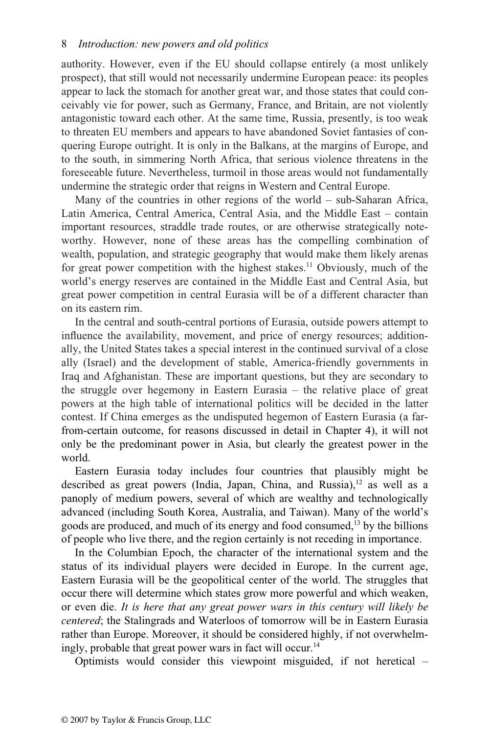authority. However, even if the EU should collapse entirely (a most unlikely prospect), that still would not necessarily undermine European peace: its peoples appear to lack the stomach for another great war, and those states that could conceivably vie for power, such as Germany, France, and Britain, are not violently antagonistic toward each other. At the same time, Russia, presently, is too weak to threaten EU members and appears to have abandoned Soviet fantasies of conquering Europe outright. It is only in the Balkans, at the margins of Europe, and to the south, in simmering North Africa, that serious violence threatens in the foreseeable future. Nevertheless, turmoil in those areas would not fundamentally undermine the strategic order that reigns in Western and Central Europe.

Many of the countries in other regions of the world – sub-Saharan Africa, Latin America, Central America, Central Asia, and the Middle East – contain important resources, straddle trade routes, or are otherwise strategically noteworthy. However, none of these areas has the compelling combination of wealth, population, and strategic geography that would make them likely arenas for great power competition with the highest stakes.[11] Obviously, much of the world's energy reserves are contained in the Middle East and Central Asia, but great power competition in central Eurasia will be of a different character than on its eastern rim.

In the central and south-central portions of Eurasia, outside powers attempt to influence the availability, movement, and price of energy resources; additionally, the United States takes a special interest in the continued survival of a close ally (Israel) and the development of stable, America-friendly governments in Iraq and Afghanistan. These are important questions, but they are secondary to the struggle over hegemony in Eastern Eurasia – the relative place of great powers at the high table of international politics will be decided in the latter contest. If China emerges as the undisputed hegemon of Eastern Eurasia (a far-from-certain outcome, for reasons discussed in detail in Chapter 4), it will not only be the predominant power in Asia, but clearly the greatest power in the world.

Eastern Eurasia today includes four countries that plausibly might be described as great powers (India, Japan, China, and Russia),[12] as well as a panoply of medium powers, several of which are wealthy and technologically advanced (including South Korea, Australia, and Taiwan). Many of the world's goods are produced, and much of its energy and food consumed,[13] by the billions of people who live there, and the region certainly is not receding in importance.

In the Columbian Epoch, the character of the international system and the status of its individual players were decided in Europe. In the current age, Eastern Eurasia will be the geopolitical center of the world. The struggles that occur there will determine which states grow more powerful and which weaken, or even die. *It is here that any great power wars in this century will likely be centered*; the Stalingrads and Waterloos of tomorrow will be in Eastern Eurasia rather than Europe. Moreover, it should be considered highly, if not overwhelmingly, probable that great power wars in fact will occur.[14]

Optimists would consider this viewpoint misguided, if not heretical –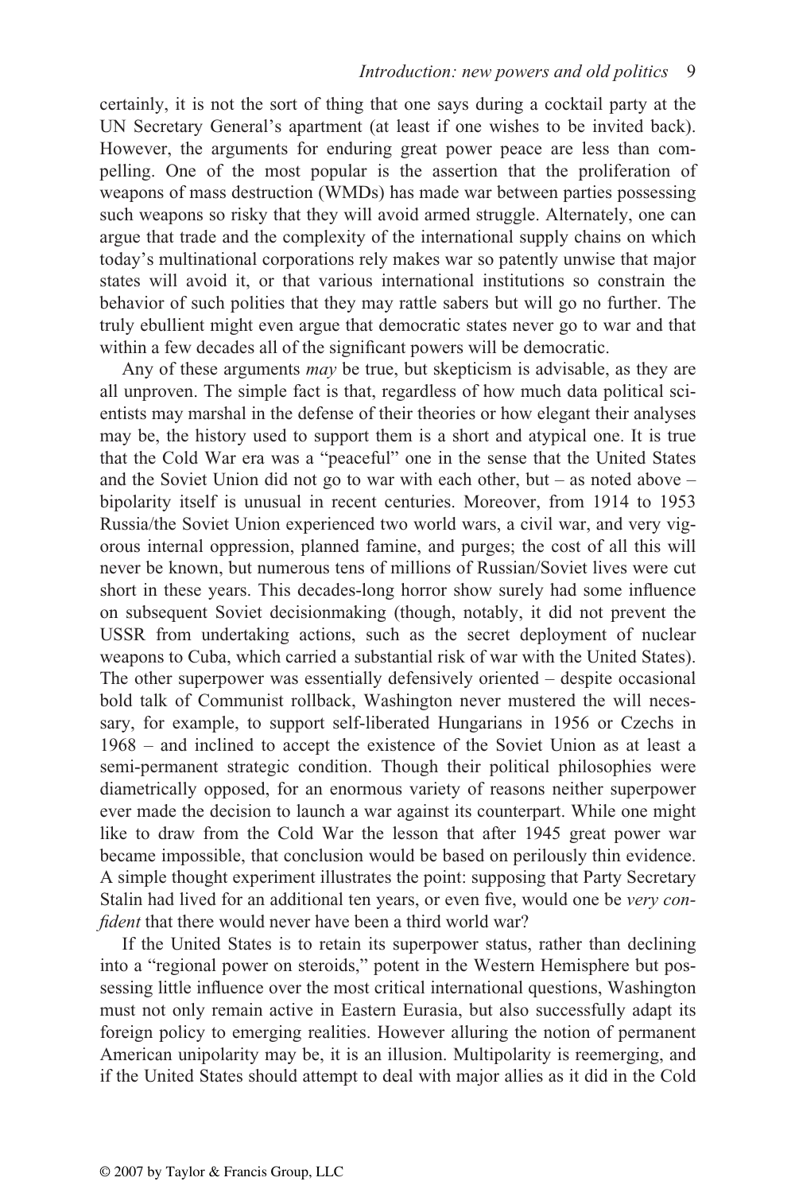certainly, it is not the sort of thing that one says during a cocktail party at the UN Secretary General's apartment (at least if one wishes to be invited back). However, the arguments for enduring great power peace are less than compelling. One of the most popular is the assertion that the proliferation of weapons of mass destruction (WMDs) has made war between parties possessing such weapons so risky that they will avoid armed struggle. Alternately, one can argue that trade and the complexity of the international supply chains on which today's multinational corporations rely makes war so patently unwise that major states will avoid it, or that various international institutions so constrain the behavior of such polities that they may rattle sabers but will go no further. The truly ebullient might even argue that democratic states never go to war and that within a few decades all of the significant powers will be democratic.

Any of these arguments *may* be true, but skepticism is advisable, as they are all unproven. The simple fact is that, regardless of how much data political scientists may marshal in the defense of their theories or how elegant their analyses may be, the history used to support them is a short and atypical one. It is true that the Cold War era was a "peaceful" one in the sense that the United States and the Soviet Union did not go to war with each other, but – as noted above – bipolarity itself is unusual in recent centuries. Moreover, from 1914 to 1953 Russia/the Soviet Union experienced two world wars, a civil war, and very vigorous internal oppression, planned famine, and purges; the cost of all this will never be known, but numerous tens of millions of Russian/Soviet lives were cut short in these years. This decades-long horror show surely had some influence on subsequent Soviet decisionmaking (though, notably, it did not prevent the USSR from undertaking actions, such as the secret deployment of nuclear weapons to Cuba, which carried a substantial risk of war with the United States). The other superpower was essentially defensively oriented – despite occasional bold talk of Communist rollback, Washington never mustered the will necessary, for example, to support self-liberated Hungarians in 1956 or Czechs in 1968 – and inclined to accept the existence of the Soviet Union as at least a semi-permanent strategic condition. Though their political philosophies were diametrically opposed, for an enormous variety of reasons neither superpower ever made the decision to launch a war against its counterpart. While one might like to draw from the Cold War the lesson that after 1945 great power war became impossible, that conclusion would be based on perilously thin evidence. A simple thought experiment illustrates the point: supposing that Party Secretary Stalin had lived for an additional ten years, or even five, would one be *very confident* that there would never have been a third world war?

If the United States is to retain its superpower status, rather than declining into a "regional power on steroids," potent in the Western Hemisphere but possessing little influence over the most critical international questions, Washington must not only remain active in Eastern Eurasia, but also successfully adapt its foreign policy to emerging realities. However alluring the notion of permanent American unipolarity may be, it is an illusion. Multipolarity is reemerging, and if the United States should attempt to deal with major allies as it did in the Cold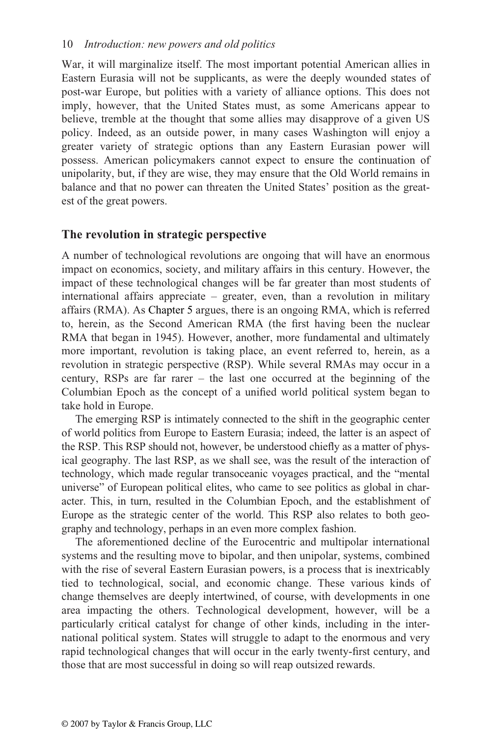War, it will marginalize itself. The most important potential American allies in Eastern Eurasia will not be supplicants, as were the deeply wounded states of post-war Europe, but polities with a variety of alliance options. This does not imply, however, that the United States must, as some Americans appear to believe, tremble at the thought that some allies may disapprove of a given US policy. Indeed, as an outside power, in many cases Washington will enjoy a greater variety of strategic options than any Eastern Eurasian power will possess. American policymakers cannot expect to ensure the continuation of unipolarity, but, if they are wise, they may ensure that the Old World remains in balance and that no power can threaten the United States' position as the greatest of the great powers.

## The revolution in strategic perspective

A number of technological revolutions are ongoing that will have an enormous impact on economics, society, and military affairs in this century. However, the impact of these technological changes will be far greater than most students of international affairs appreciate – greater, even, than a revolution in military affairs (RMA). As Chapter 5 argues, there is an ongoing RMA, which is referred to, herein, as the Second American RMA (the first having been the nuclear RMA that began in 1945). However, another, more fundamental and ultimately more important, revolution is taking place, an event referred to, herein, as a revolution in strategic perspective (RSP). While several RMAs may occur in a century, RSPs are far rarer – the last one occurred at the beginning of the Columbian Epoch as the concept of a unified world political system began to take hold in Europe.

The emerging RSP is intimately connected to the shift in the geographic center of world politics from Europe to Eastern Eurasia; indeed, the latter is an aspect of the RSP. This RSP should not, however, be understood chiefly as a matter of physical geography. The last RSP, as we shall see, was the result of the interaction of technology, which made regular transoceanic voyages practical, and the "mental universe" of European political elites, who came to see politics as global in character. This, in turn, resulted in the Columbian Epoch, and the establishment of Europe as the strategic center of the world. This RSP also relates to both geography and technology, perhaps in an even more complex fashion.

The aforementioned decline of the Eurocentric and multipolar international systems and the resulting move to bipolar, and then unipolar, systems, combined with the rise of several Eastern Eurasian powers, is a process that is inextricably tied to technological, social, and economic change. These various kinds of change themselves are deeply intertwined, of course, with developments in one area impacting the others. Technological development, however, will be a particularly critical catalyst for change of other kinds, including in the international political system. States will struggle to adapt to the enormous and very rapid technological changes that will occur in the early twenty-first century, and those that are most successful in doing so will reap outsized rewards.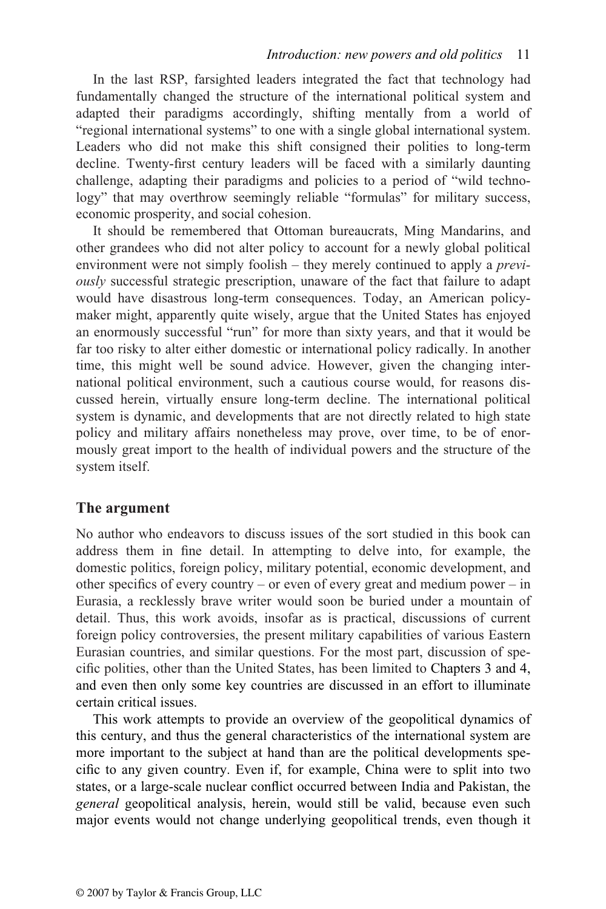In the last RSP, farsighted leaders integrated the fact that technology had fundamentally changed the structure of the international political system and adapted their paradigms accordingly, shifting mentally from a world of "regional international systems" to one with a single global international system. Leaders who did not make this shift consigned their polities to long-term decline. Twenty-first century leaders will be faced with a similarly daunting challenge, adapting their paradigms and policies to a period of "wild technology" that may overthrow seemingly reliable "formulas" for military success, economic prosperity, and social cohesion.

It should be remembered that Ottoman bureaucrats, Ming Mandarins, and other grandees who did not alter policy to account for a newly global political environment were not simply foolish – they merely continued to apply a *previously* successful strategic prescription, unaware of the fact that failure to adapt would have disastrous long-term consequences. Today, an American policy-maker might, apparently quite wisely, argue that the United States has enjoyed an enormously successful "run" for more than sixty years, and that it would be far too risky to alter either domestic or international policy radically. In another time, this might well be sound advice. However, given the changing international political environment, such a cautious course would, for reasons discussed herein, virtually ensure long-term decline. The international political system is dynamic, and developments that are not directly related to high state policy and military affairs nonetheless may prove, over time, to be of enormously great import to the health of individual powers and the structure of the system itself.

## The argument

No author who endeavors to discuss issues of the sort studied in this book can address them in fine detail. In attempting to delve into, for example, the domestic politics, foreign policy, military potential, economic development, and other specifics of every country – or even of every great and medium power – in Eurasia, a recklessly brave writer would soon be buried under a mountain of detail. Thus, this work avoids, insofar as is practical, discussions of current foreign policy controversies, the present military capabilities of various Eastern Eurasian countries, and similar questions. For the most part, discussion of specific polities, other than the United States, has been limited to Chapters 3 and 4, and even then only some key countries are discussed in an effort to illuminate certain critical issues.

This work attempts to provide an overview of the geopolitical dynamics of this century, and thus the general characteristics of the international system are more important to the subject at hand than are the political developments specific to any given country. Even if, for example, China were to split into two states, or a large-scale nuclear conflict occurred between India and Pakistan, the *general* geopolitical analysis, herein, would still be valid, because even such major events would not change underlying geopolitical trends, even though it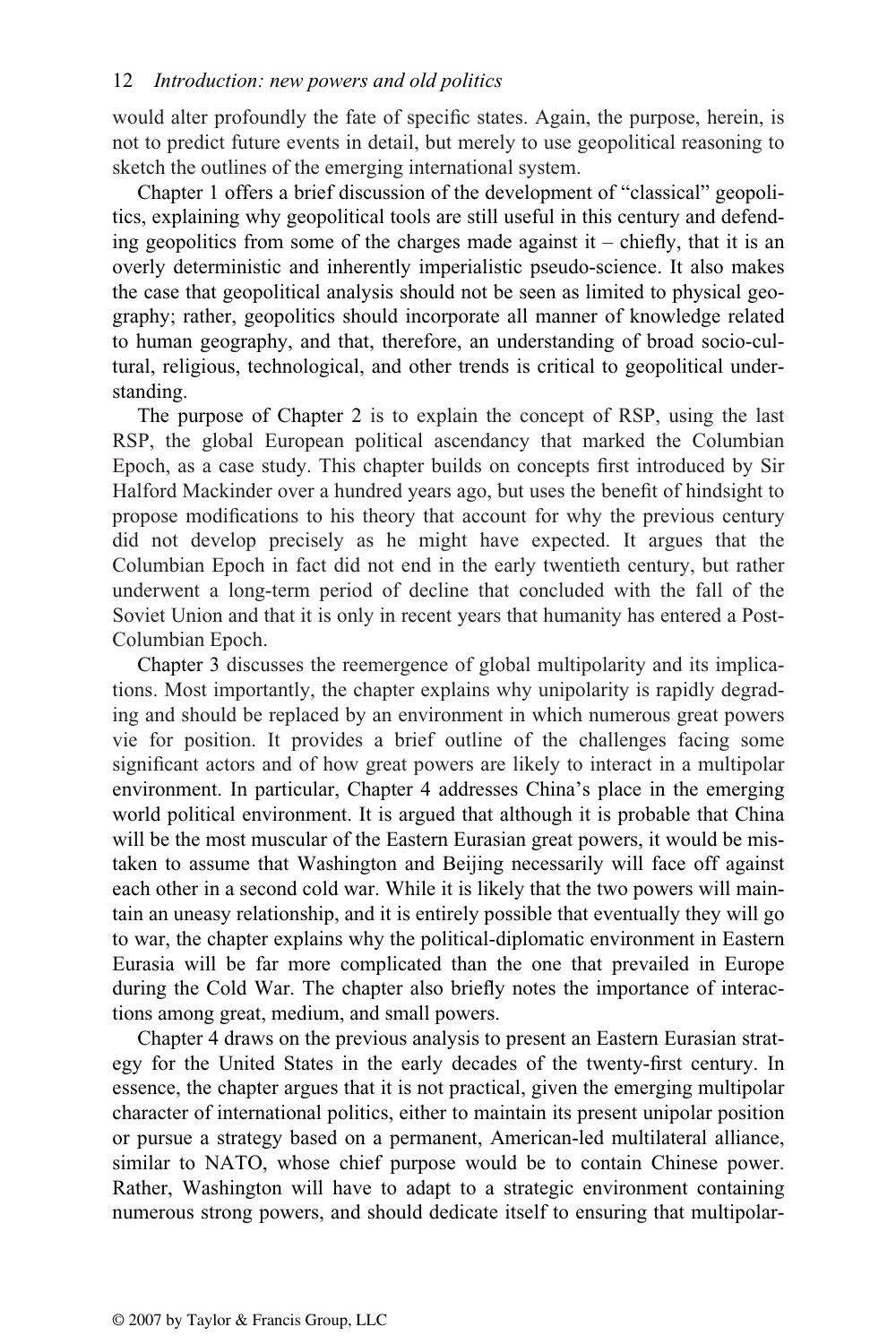would alter profoundly the fate of specific states. Again, the purpose, herein, is not to predict future events in detail, but merely to use geopolitical reasoning to sketch the outlines of the emerging international system.

Chapter 1 offers a brief discussion of the development of "classical" geopolitics, explaining why geopolitical tools are still useful in this century and defending geopolitics from some of the charges made against it – chiefly, that it is an overly deterministic and inherently imperialistic pseudo-science. It also makes the case that geopolitical analysis should not be seen as limited to physical geography; rather, geopolitics should incorporate all manner of knowledge related to human geography, and that, therefore, an understanding of broad socio-cultural, religious, technological, and other trends is critical to geopolitical understanding.

The purpose of Chapter 2 is to explain the concept of RSP, using the last RSP, the global European political ascendancy that marked the Columbian Epoch, as a case study. This chapter builds on concepts first introduced by Sir Halford Mackinder over a hundred years ago, but uses the benefit of hindsight to propose modifications to his theory that account for why the previous century did not develop precisely as he might have expected. It argues that the Columbian Epoch in fact did not end in the early twentieth century, but rather underwent a long-term period of decline that concluded with the fall of the Soviet Union and that it is only in recent years that humanity has entered a Post-Columbian Epoch.

Chapter 3 discusses the reemergence of global multipolarity and its implications. Most importantly, the chapter explains why unipolarity is rapidly degrading and should be replaced by an environment in which numerous great powers vie for position. It provides a brief outline of the challenges facing some significant actors and of how great powers are likely to interact in a multipolar environment. In particular, Chapter 4 addresses China's place in the emerging world political environment. It is argued that although it is probable that China will be the most muscular of the Eastern Eurasian great powers, it would be mistaken to assume that Washington and Beijing necessarily will face off against each other in a second cold war. While it is likely that the two powers will maintain an uneasy relationship, and it is entirely possible that eventually they will go to war, the chapter explains why the political-diplomatic environment in Eastern Eurasia will be far more complicated than the one that prevailed in Europe during the Cold War. The chapter also briefly notes the importance of interactions among great, medium, and small powers.

Chapter 4 draws on the previous analysis to present an Eastern Eurasian strategy for the United States in the early decades of the twenty-first century. In essence, the chapter argues that it is not practical, given the emerging multipolar character of international politics, either to maintain its present unipolar position or pursue a strategy based on a permanent, American-led multilateral alliance, similar to NATO, whose chief purpose would be to contain Chinese power. Rather, Washington will have to adapt to a strategic environment containing numerous strong powers, and should dedicate itself to ensuring that multipolar-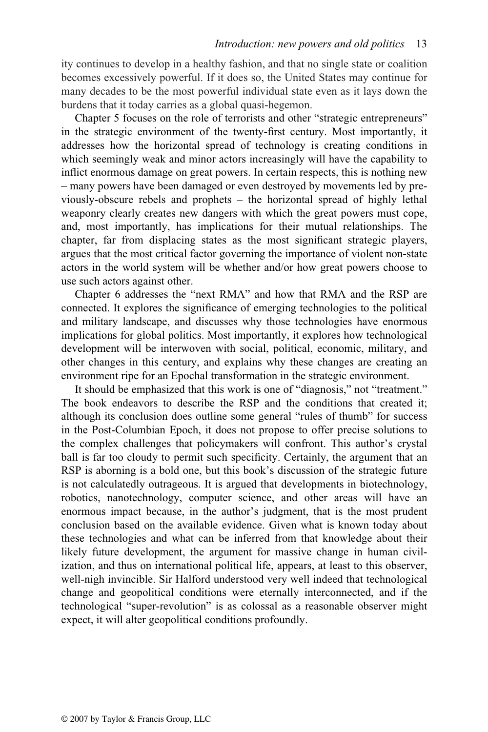ity continues to develop in a healthy fashion, and that no single state or coalition becomes excessively powerful. If it does so, the United States may continue for many decades to be the most powerful individual state even as it lays down the burdens that it today carries as a global quasi-hegemon.

Chapter 5 focuses on the role of terrorists and other "strategic entrepreneurs" in the strategic environment of the twenty-first century. Most importantly, it addresses how the horizontal spread of technology is creating conditions in which seemingly weak and minor actors increasingly will have the capability to inflict enormous damage on great powers. In certain respects, this is nothing new – many powers have been damaged or even destroyed by movements led by previously-obscure rebels and prophets – the horizontal spread of highly lethal weaponry clearly creates new dangers with which the great powers must cope, and, most importantly, has implications for their mutual relationships. The chapter, far from displacing states as the most significant strategic players, argues that the most critical factor governing the importance of violent non-state actors in the world system will be whether and/or how great powers choose to use such actors against other.

Chapter 6 addresses the "next RMA" and how that RMA and the RSP are connected. It explores the significance of emerging technologies to the political and military landscape, and discusses why those technologies have enormous implications for global politics. Most importantly, it explores how technological development will be interwoven with social, political, economic, military, and other changes in this century, and explains why these changes are creating an environment ripe for an Epochal transformation in the strategic environment.

It should be emphasized that this work is one of "diagnosis," not "treatment." The book endeavors to describe the RSP and the conditions that created it; although its conclusion does outline some general "rules of thumb" for success in the Post-Columbian Epoch, it does not propose to offer precise solutions to the complex challenges that policymakers will confront. This author's crystal ball is far too cloudy to permit such specificity. Certainly, the argument that an RSP is aborning is a bold one, but this book's discussion of the strategic future is not calculatedly outrageous. It is argued that developments in biotechnology, robotics, nanotechnology, computer science, and other areas will have an enormous impact because, in the author's judgment, that is the most prudent conclusion based on the available evidence. Given what is known today about these technologies and what can be inferred from that knowledge about their likely future development, the argument for massive change in human civilization, and thus on international political life, appears, at least to this observer, well-nigh invincible. Sir Halford understood very well indeed that technological change and geopolitical conditions were eternally interconnected, and if the technological "super-revolution" is as colossal as a reasonable observer might expect, it will alter geopolitical conditions profoundly.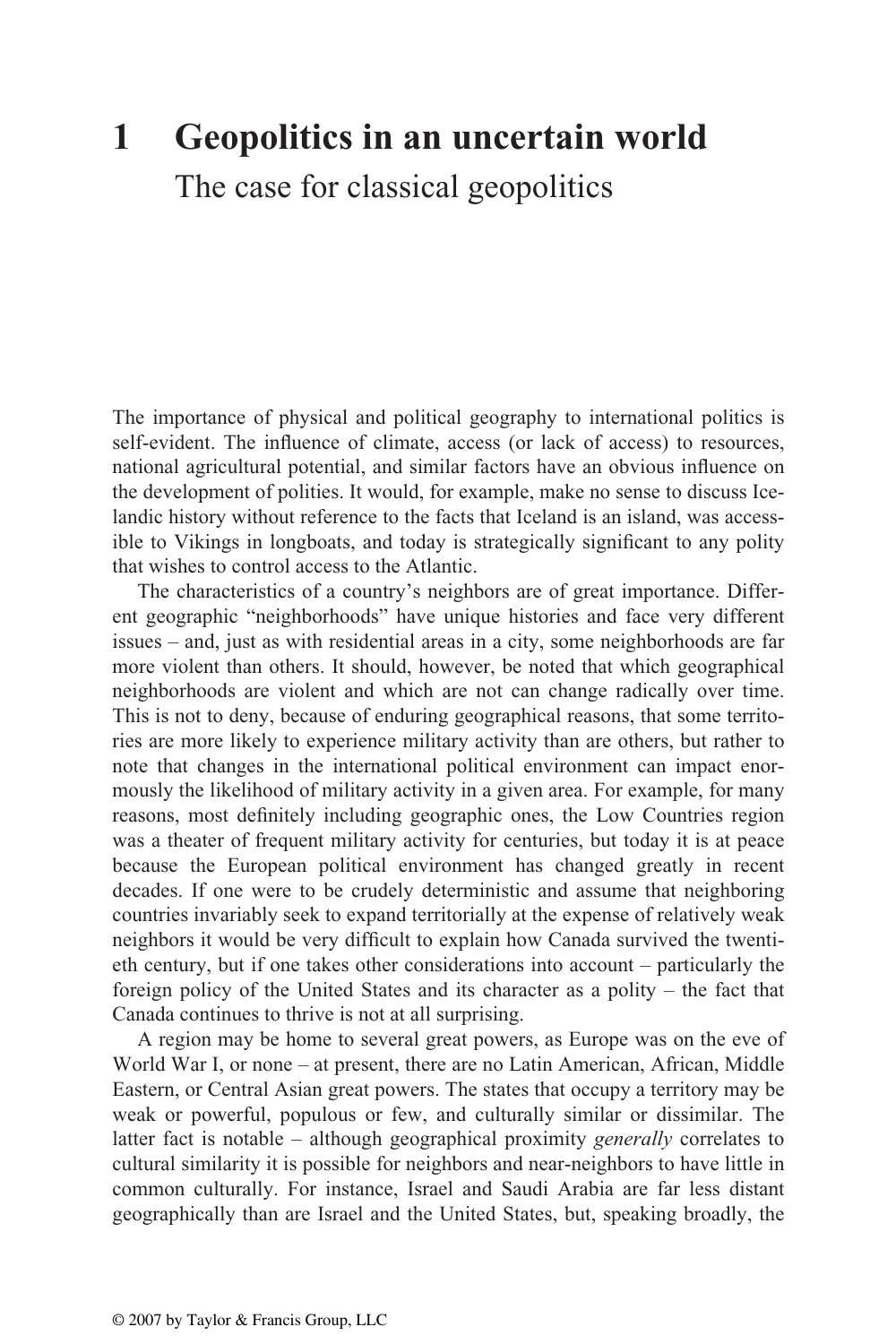# 1 Geopolitics in an uncertain world

## The case for classical geopolitics

The importance of physical and political geography to international politics is self-evident. The influence of climate, access (or lack of access) to resources, national agricultural potential, and similar factors have an obvious influence on the development of polities. It would, for example, make no sense to discuss Icelandic history without reference to the facts that Iceland is an island, was accessible to Vikings in longboats, and today is strategically significant to any polity that wishes to control access to the Atlantic.

The characteristics of a country's neighbors are of great importance. Different geographic "neighborhoods" have unique histories and face very different issues – and, just as with residential areas in a city, some neighborhoods are far more violent than others. It should, however, be noted that which geographical neighborhoods are violent and which are not can change radically over time. This is not to deny, because of enduring geographical reasons, that some territories are more likely to experience military activity than are others, but rather to note that changes in the international political environment can impact enormously the likelihood of military activity in a given area. For example, for many reasons, most definitely including geographic ones, the Low Countries region was a theater of frequent military activity for centuries, but today it is at peace because the European political environment has changed greatly in recent decades. If one were to be crudely deterministic and assume that neighboring countries invariably seek to expand territorially at the expense of relatively weak neighbors it would be very difficult to explain how Canada survived the twentieth century, but if one takes other considerations into account – particularly the foreign policy of the United States and its character as a polity – the fact that Canada continues to thrive is not at all surprising.

A region may be home to several great powers, as Europe was on the eve of World War I, or none – at present, there are no Latin American, African, Middle Eastern, or Central Asian great powers. The states that occupy a territory may be weak or powerful, populous or few, and culturally similar or dissimilar. The latter fact is notable – although geographical proximity *generally* correlates to cultural similarity it is possible for neighbors and near-neighbors to have little in common culturally. For instance, Israel and Saudi Arabia are far less distant geographically than are Israel and the United States, but, speaking broadly, the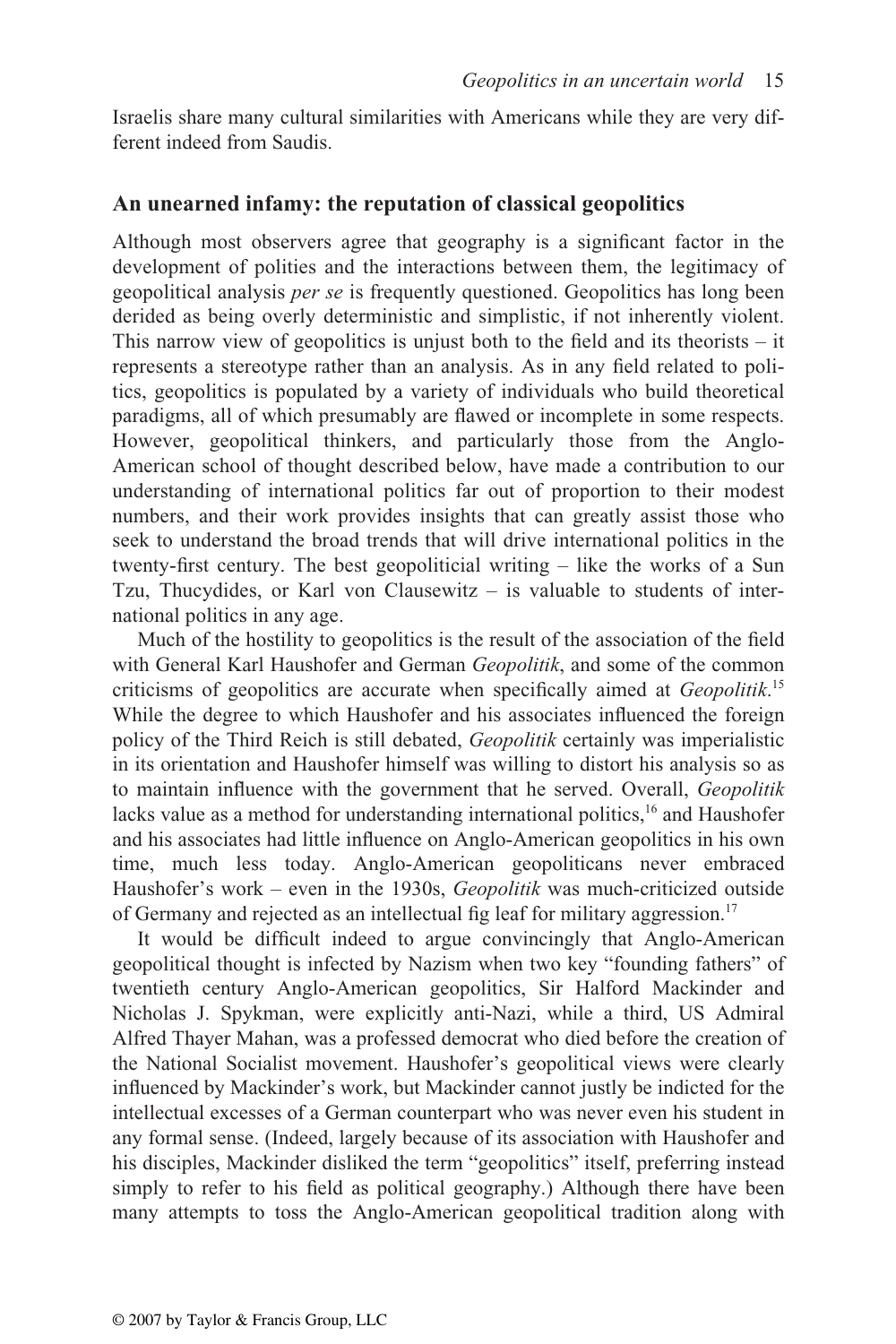Israelis share many cultural similarities with Americans while they are very different indeed from Saudis.

## An unearned infamy: the reputation of classical geopolitics

Although most observers agree that geography is a significant factor in the development of polities and the interactions between them, the legitimacy of geopolitical analysis *per se* is frequently questioned. Geopolitics has long been derided as being overly deterministic and simplistic, if not inherently violent. This narrow view of geopolitics is unjust both to the field and its theorists – it represents a stereotype rather than an analysis. As in any field related to politics, geopolitics is populated by a variety of individuals who build theoretical paradigms, all of which presumably are flawed or incomplete in some respects. However, geopolitical thinkers, and particularly those from the Anglo-American school of thought described below, have made a contribution to our understanding of international politics far out of proportion to their modest numbers, and their work provides insights that can greatly assist those who seek to understand the broad trends that will drive international politics in the twenty-first century. The best geopoliticial writing – like the works of a Sun Tzu, Thucydides, or Karl von Clausewitz – is valuable to students of international politics in any age.

Much of the hostility to geopolitics is the result of the association of the field with General Karl Haushofer and German *Geopolitik*, and some of the common criticisms of geopolitics are accurate when specifically aimed at *Geopolitik*.[15] While the degree to which Haushofer and his associates influenced the foreign policy of the Third Reich is still debated, *Geopolitik* certainly was imperialistic in its orientation and Haushofer himself was willing to distort his analysis so as to maintain influence with the government that he served. Overall, *Geopolitik* lacks value as a method for understanding international politics,[16] and Haushofer and his associates had little influence on Anglo-American geopolitics in his own time, much less today. Anglo-American geopoliticans never embraced Haushofer's work – even in the 1930s, *Geopolitik* was much-criticized outside of Germany and rejected as an intellectual fig leaf for military aggression.[17]

It would be difficult indeed to argue convincingly that Anglo-American geopolitical thought is infected by Nazism when two key "founding fathers" of twentieth century Anglo-American geopolitics, Sir Halford Mackinder and Nicholas J. Spykman, were explicitly anti-Nazi, while a third, US Admiral Alfred Thayer Mahan, was a professed democrat who died before the creation of the National Socialist movement. Haushofer's geopolitical views were clearly influenced by Mackinder's work, but Mackinder cannot justly be indicted for the intellectual excesses of a German counterpart who was never even his student in any formal sense. (Indeed, largely because of its association with Haushofer and his disciples, Mackinder disliked the term "geopolitics" itself, preferring instead simply to refer to his field as political geography.) Although there have been many attempts to toss the Anglo-American geopolitical tradition along with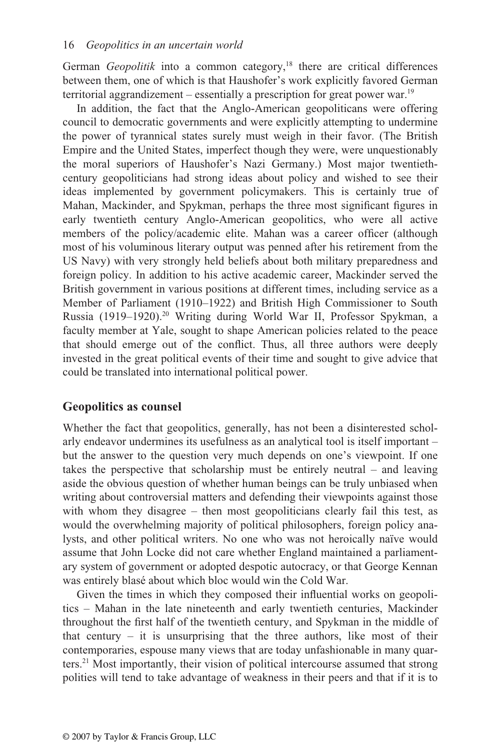German *Geopolitik* into a common category,[18] there are critical differences between them, one of which is that Haushofer's work explicitly favored German territorial aggrandizement – essentially a prescription for great power war.[19]

In addition, the fact that the Anglo-American geopoliticans were offering council to democratic governments and were explicitly attempting to undermine the power of tyrannical states surely must weigh in their favor. (The British Empire and the United States, imperfect though they were, were unquestionably the moral superiors of Haushofer's Nazi Germany.) Most major twentieth-century geopoliticians had strong ideas about policy and wished to see their ideas implemented by government policymakers. This is certainly true of Mahan, Mackinder, and Spykman, perhaps the three most significant figures in early twentieth century Anglo-American geopolitics, who were all active members of the policy/academic elite. Mahan was a career officer (although most of his voluminous literary output was penned after his retirement from the US Navy) with very strongly held beliefs about both military preparedness and foreign policy. In addition to his active academic career, Mackinder served the British government in various positions at different times, including service as a Member of Parliament (1910–1922) and British High Commissioner to South Russia (1919–1920).[20] Writing during World War II, Professor Spykman, a faculty member at Yale, sought to shape American policies related to the peace that should emerge out of the conflict. Thus, all three authors were deeply invested in the great political events of their time and sought to give advice that could be translated into international political power.

## Geopolitics as counsel

Whether the fact that geopolitics, generally, has not been a disinterested scholarly endeavor undermines its usefulness as an analytical tool is itself important – but the answer to the question very much depends on one's viewpoint. If one takes the perspective that scholarship must be entirely neutral – and leaving aside the obvious question of whether human beings can be truly unbiased when writing about controversial matters and defending their viewpoints against those with whom they disagree – then most geopoliticians clearly fail this test, as would the overwhelming majority of political philosophers, foreign policy analysts, and other political writers. No one who was not heroically naïve would assume that John Locke did not care whether England maintained a parliamentary system of government or adopted despotic autocracy, or that George Kennan was entirely blasé about which bloc would win the Cold War.

Given the times in which they composed their influential works on geopolitics – Mahan in the late nineteenth and early twentieth centuries, Mackinder throughout the first half of the twentieth century, and Spykman in the middle of that century – it is unsurprising that the three authors, like most of their contemporaries, espouse many views that are today unfashionable in many quarters.[21] Most importantly, their vision of political intercourse assumed that strong polities will tend to take advantage of weakness in their peers and that if it is to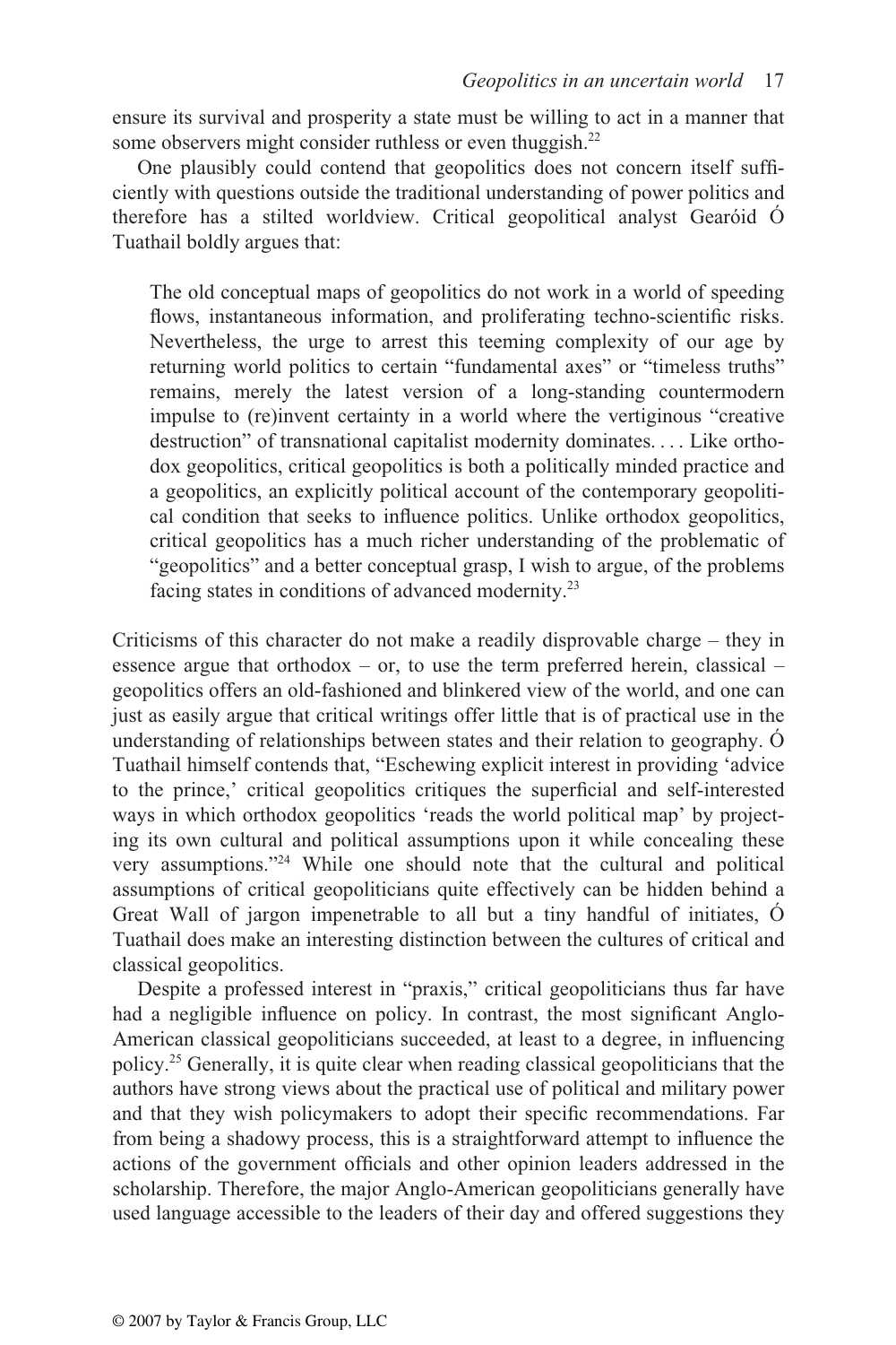ensure its survival and prosperity a state must be willing to act in a manner that some observers might consider ruthless or even thuggish.[22]

One plausibly could contend that geopolitics does not concern itself sufficiently with questions outside the traditional understanding of power politics and therefore has a stilted worldview. Critical geopolitical analyst Gearóid Ó Tuathail boldly argues that:

> The old conceptual maps of geopolitics do not work in a world of speeding flows, instantaneous information, and proliferating techno-scientific risks. Nevertheless, the urge to arrest this teeming complexity of our age by returning world politics to certain "fundamental axes" or "timeless truths" remains, merely the latest version of a long-standing countermodern impulse to (re)invent certainty in a world where the vertiginous "creative destruction" of transnational capitalist modernity dominates. . . . Like orthodox geopolitics, critical geopolitics is both a politically minded practice and a geopolitics, an explicitly political account of the contemporary geopolitical condition that seeks to influence politics. Unlike orthodox geopolitics, critical geopolitics has a much richer understanding of the problematic of "geopolitics" and a better conceptual grasp, I wish to argue, of the problems facing states in conditions of advanced modernity.[23]

Criticisms of this character do not make a readily disprovable charge – they in essence argue that orthodox – or, to use the term preferred herein, classical – geopolitics offers an old-fashioned and blinkered view of the world, and one can just as easily argue that critical writings offer little that is of practical use in the understanding of relationships between states and their relation to geography. Ó Tuathail himself contends that, "Eschewing explicit interest in providing 'advice to the prince,' critical geopolitics critiques the superficial and self-interested ways in which orthodox geopolitics 'reads the world political map' by projecting its own cultural and political assumptions upon it while concealing these very assumptions."[24] While one should note that the cultural and political assumptions of critical geopoliticians quite effectively can be hidden behind a Great Wall of jargon impenetrable to all but a tiny handful of initiates, Ó Tuathail does make an interesting distinction between the cultures of critical and classical geopolitics.

Despite a professed interest in "praxis," critical geopoliticians thus far have had a negligible influence on policy. In contrast, the most significant Anglo-American classical geopoliticians succeeded, at least to a degree, in influencing policy.[25] Generally, it is quite clear when reading classical geopoliticians that the authors have strong views about the practical use of political and military power and that they wish policymakers to adopt their specific recommendations. Far from being a shadowy process, this is a straightforward attempt to influence the actions of the government officials and other opinion leaders addressed in the scholarship. Therefore, the major Anglo-American geopoliticians generally have used language accessible to the leaders of their day and offered suggestions they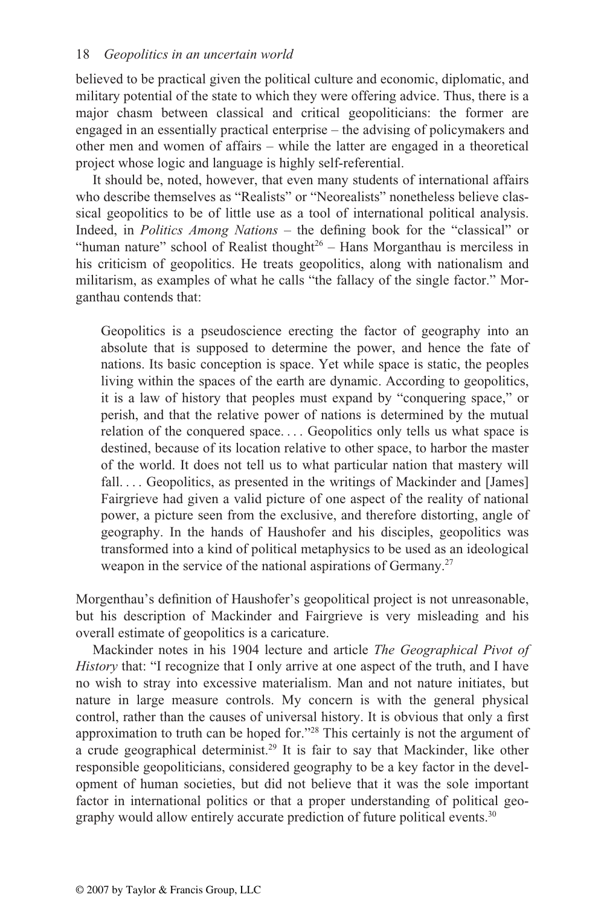believed to be practical given the political culture and economic, diplomatic, and military potential of the state to which they were offering advice. Thus, there is a major chasm between classical and critical geopoliticians: the former are engaged in an essentially practical enterprise – the advising of policymakers and other men and women of affairs – while the latter are engaged in a theoretical project whose logic and language is highly self-referential.

It should be, noted, however, that even many students of international affairs who describe themselves as "Realists" or "Neorealists" nonetheless believe classical geopolitics to be of little use as a tool of international political analysis. Indeed, in *Politics Among Nations* – the defining book for the "classical" or "human nature" school of Realist thought[26] – Hans Morganthau is merciless in his criticism of geopolitics. He treats geopolitics, along with nationalism and militarism, as examples of what he calls "the fallacy of the single factor." Morganthau contends that:

> Geopolitics is a pseudoscience erecting the factor of geography into an absolute that is supposed to determine the power, and hence the fate of nations. Its basic conception is space. Yet while space is static, the peoples living within the spaces of the earth are dynamic. According to geopolitics, it is a law of history that peoples must expand by "conquering space," or perish, and that the relative power of nations is determined by the mutual relation of the conquered space. . . . Geopolitics only tells us what space is destined, because of its location relative to other space, to harbor the master of the world. It does not tell us to what particular nation that mastery will fall. . . . Geopolitics, as presented in the writings of Mackinder and [James] Fairgrieve had given a valid picture of one aspect of the reality of national power, a picture seen from the exclusive, and therefore distorting, angle of geography. In the hands of Haushofer and his disciples, geopolitics was transformed into a kind of political metaphysics to be used as an ideological weapon in the service of the national aspirations of Germany.[27]

Morgenthau's definition of Haushofer's geopolitical project is not unreasonable, but his description of Mackinder and Fairgrieve is very misleading and his overall estimate of geopolitics is a caricature.

Mackinder notes in his 1904 lecture and article *The Geographical Pivot of History* that: "I recognize that I only arrive at one aspect of the truth, and I have no wish to stray into excessive materialism. Man and not nature initiates, but nature in large measure controls. My concern is with the general physical control, rather than the causes of universal history. It is obvious that only a first approximation to truth can be hoped for."[28] This certainly is not the argument of a crude geographical determinist.[29] It is fair to say that Mackinder, like other responsible geopoliticians, considered geography to be a key factor in the development of human societies, but did not believe that it was the sole important factor in international politics or that a proper understanding of political geography would allow entirely accurate prediction of future political events.[30]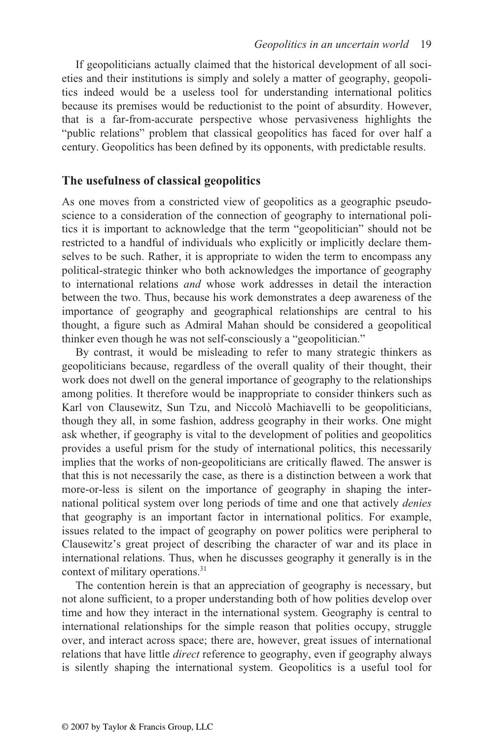If geopoliticians actually claimed that the historical development of all societies and their institutions is simply and solely a matter of geography, geopolitics indeed would be a useless tool for understanding international politics because its premises would be reductionist to the point of absurdity. However, that is a far-from-accurate perspective whose pervasiveness highlights the "public relations" problem that classical geopolitics has faced for over half a century. Geopolitics has been defined by its opponents, with predictable results.

## The usefulness of classical geopolitics

As one moves from a constricted view of geopolitics as a geographic pseudoscience to a consideration of the connection of geography to international politics it is important to acknowledge that the term "geopolitician" should not be restricted to a handful of individuals who explicitly or implicitly declare themselves to be such. Rather, it is appropriate to widen the term to encompass any political-strategic thinker who both acknowledges the importance of geography to international relations *and* whose work addresses in detail the interaction between the two. Thus, because his work demonstrates a deep awareness of the importance of geography and geographical relationships are central to his thought, a figure such as Admiral Mahan should be considered a geopolitical thinker even though he was not self-consciously a "geopolitician."

By contrast, it would be misleading to refer to many strategic thinkers as geopoliticians because, regardless of the overall quality of their thought, their work does not dwell on the general importance of geography to the relationships among polities. It therefore would be inappropriate to consider thinkers such as Karl von Clausewitz, Sun Tzu, and Niccolò Machiavelli to be geopoliticians, though they all, in some fashion, address geography in their works. One might ask whether, if geography is vital to the development of polities and geopolitics provides a useful prism for the study of international politics, this necessarily implies that the works of non-geopoliticians are critically flawed. The answer is that this is not necessarily the case, as there is a distinction between a work that more-or-less is silent on the importance of geography in shaping the international political system over long periods of time and one that actively *denies* that geography is an important factor in international politics. For example, issues related to the impact of geography on power politics were peripheral to Clausewitz's great project of describing the character of war and its place in international relations. Thus, when he discusses geography it generally is in the context of military operations.[31]

The contention herein is that an appreciation of geography is necessary, but not alone sufficient, to a proper understanding both of how polities develop over time and how they interact in the international system. Geography is central to international relationships for the simple reason that polities occupy, struggle over, and interact across space; there are, however, great issues of international relations that have little *direct* reference to geography, even if geography always is silently shaping the international system. Geopolitics is a useful tool for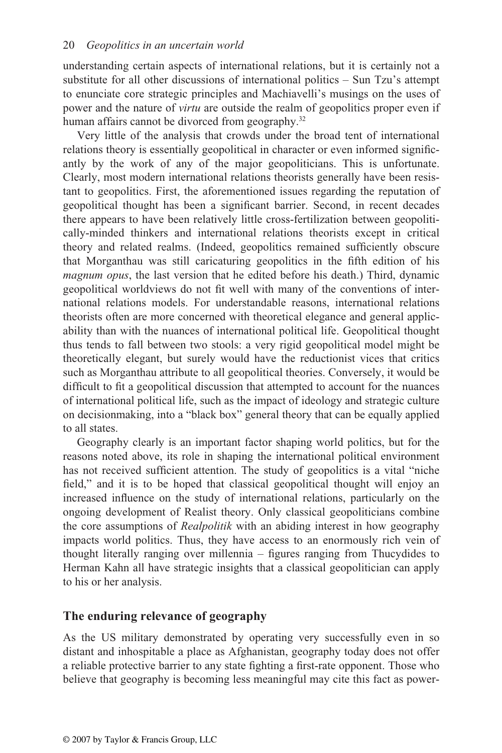understanding certain aspects of international relations, but it is certainly not a substitute for all other discussions of international politics – Sun Tzu's attempt to enunciate core strategic principles and Machiavelli's musings on the uses of power and the nature of *virtu* are outside the realm of geopolitics proper even if human affairs cannot be divorced from geography.[32]

Very little of the analysis that crowds under the broad tent of international relations theory is essentially geopolitical in character or even informed significantly by the work of any of the major geopoliticians. This is unfortunate. Clearly, most modern international relations theorists generally have been resistant to geopolitics. First, the aforementioned issues regarding the reputation of geopolitical thought has been a significant barrier. Second, in recent decades there appears to have been relatively little cross-fertilization between geopolitically-minded thinkers and international relations theorists except in critical theory and related realms. (Indeed, geopolitics remained sufficiently obscure that Morganthau was still caricaturing geopolitics in the fifth edition of his *magnum opus*, the last version that he edited before his death.) Third, dynamic geopolitical worldviews do not fit well with many of the conventions of international relations models. For understandable reasons, international relations theorists often are more concerned with theoretical elegance and general applicability than with the nuances of international political life. Geopolitical thought thus tends to fall between two stools: a very rigid geopolitical model might be theoretically elegant, but surely would have the reductionist vices that critics such as Morganthau attribute to all geopolitical theories. Conversely, it would be difficult to fit a geopolitical discussion that attempted to account for the nuances of international political life, such as the impact of ideology and strategic culture on decisionmaking, into a "black box" general theory that can be equally applied to all states.

Geography clearly is an important factor shaping world politics, but for the reasons noted above, its role in shaping the international political environment has not received sufficient attention. The study of geopolitics is a vital "niche field," and it is to be hoped that classical geopolitical thought will enjoy an increased influence on the study of international relations, particularly on the ongoing development of Realist theory. Only classical geopoliticians combine the core assumptions of *Realpolitik* with an abiding interest in how geography impacts world politics. Thus, they have access to an enormously rich vein of thought literally ranging over millennia – figures ranging from Thucydides to Herman Kahn all have strategic insights that a classical geopolitician can apply to his or her analysis.

## The enduring relevance of geography

As the US military demonstrated by operating very successfully even in so distant and inhospitable a place as Afghanistan, geography today does not offer a reliable protective barrier to any state fighting a first-rate opponent. Those who believe that geography is becoming less meaningful may cite this fact as power-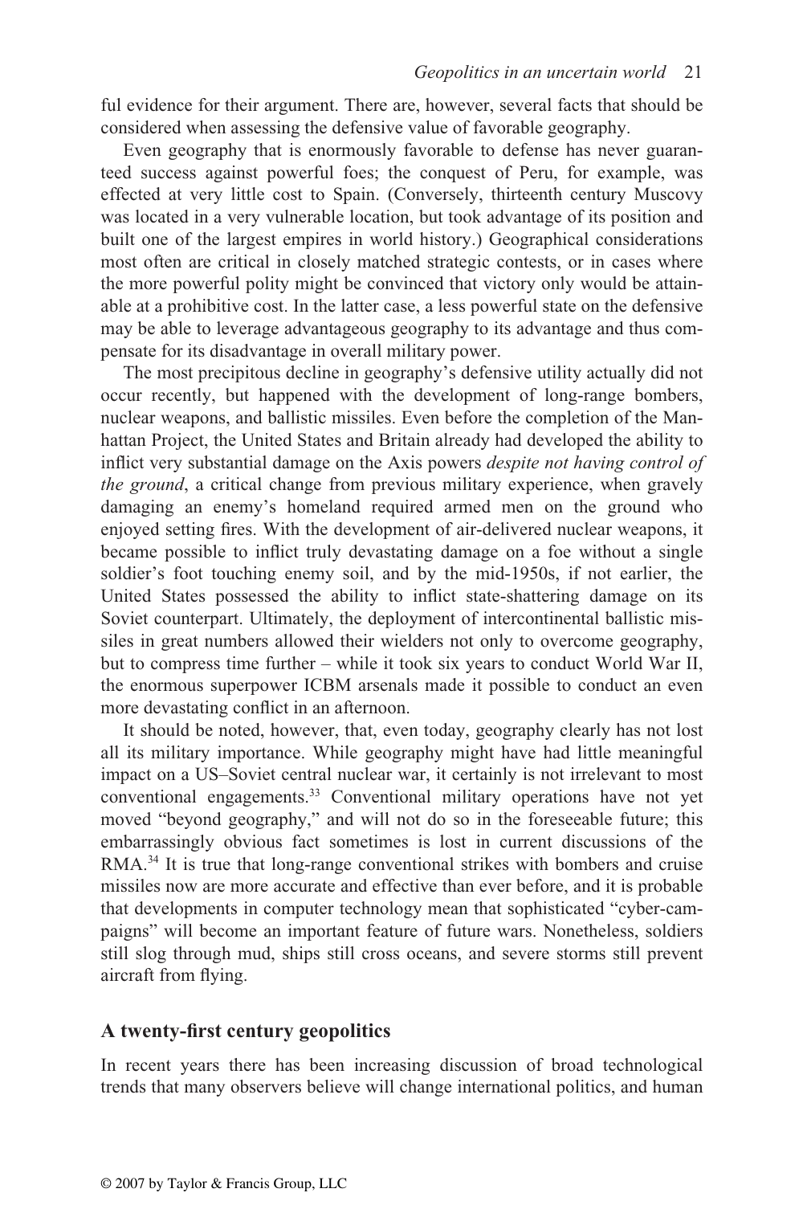ful evidence for their argument. There are, however, several facts that should be considered when assessing the defensive value of favorable geography.

Even geography that is enormously favorable to defense has never guaranteed success against powerful foes; the conquest of Peru, for example, was effected at very little cost to Spain. (Conversely, thirteenth century Muscovy was located in a very vulnerable location, but took advantage of its position and built one of the largest empires in world history.) Geographical considerations most often are critical in closely matched strategic contests, or in cases where the more powerful polity might be convinced that victory only would be attainable at a prohibitive cost. In the latter case, a less powerful state on the defensive may be able to leverage advantageous geography to its advantage and thus compensate for its disadvantage in overall military power.

The most precipitous decline in geography's defensive utility actually did not occur recently, but happened with the development of long-range bombers, nuclear weapons, and ballistic missiles. Even before the completion of the Manhattan Project, the United States and Britain already had developed the ability to inflict very substantial damage on the Axis powers *despite not having control of the ground*, a critical change from previous military experience, when gravely damaging an enemy's homeland required armed men on the ground who enjoyed setting fires. With the development of air-delivered nuclear weapons, it became possible to inflict truly devastating damage on a foe without a single soldier's foot touching enemy soil, and by the mid-1950s, if not earlier, the United States possessed the ability to inflict state-shattering damage on its Soviet counterpart. Ultimately, the deployment of intercontinental ballistic missiles in great numbers allowed their wielders not only to overcome geography, but to compress time further – while it took six years to conduct World War II, the enormous superpower ICBM arsenals made it possible to conduct an even more devastating conflict in an afternoon.

It should be noted, however, that, even today, geography clearly has not lost all its military importance. While geography might have had little meaningful impact on a US–Soviet central nuclear war, it certainly is not irrelevant to most conventional engagements.[33] Conventional military operations have not yet moved "beyond geography," and will not do so in the foreseeable future; this embarrassingly obvious fact sometimes is lost in current discussions of the RMA.[34] It is true that long-range conventional strikes with bombers and cruise missiles now are more accurate and effective than ever before, and it is probable that developments in computer technology mean that sophisticated "cyber-campaigns" will become an important feature of future wars. Nonetheless, soldiers still slog through mud, ships still cross oceans, and severe storms still prevent aircraft from flying.

## A twenty-first century geopolitics

In recent years there has been increasing discussion of broad technological trends that many observers believe will change international politics, and human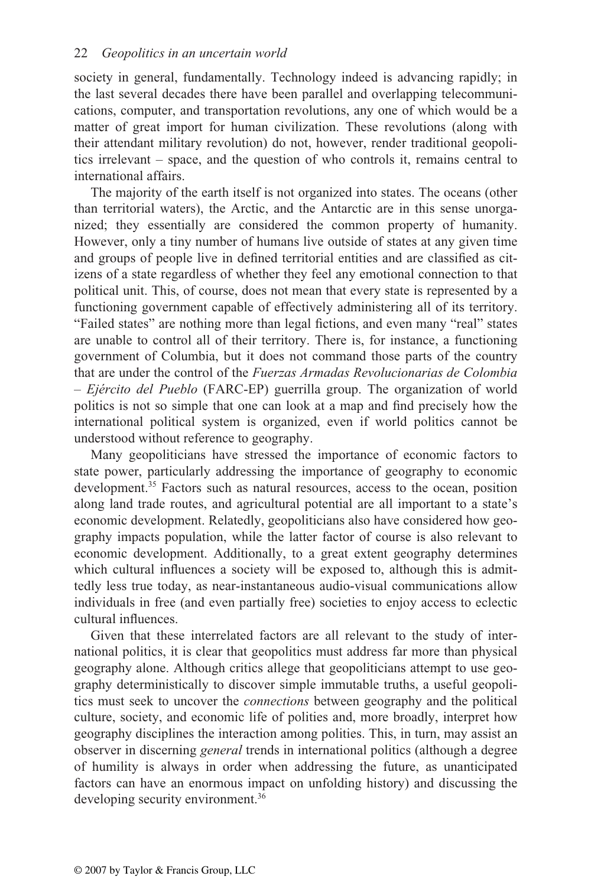society in general, fundamentally. Technology indeed is advancing rapidly; in the last several decades there have been parallel and overlapping telecommunications, computer, and transportation revolutions, any one of which would be a matter of great import for human civilization. These revolutions (along with their attendant military revolution) do not, however, render traditional geopolitics irrelevant – space, and the question of who controls it, remains central to international affairs.

The majority of the earth itself is not organized into states. The oceans (other than territorial waters), the Arctic, and the Antarctic are in this sense unorganized; they essentially are considered the common property of humanity. However, only a tiny number of humans live outside of states at any given time and groups of people live in defined territorial entities and are classified as citizens of a state regardless of whether they feel any emotional connection to that political unit. This, of course, does not mean that every state is represented by a functioning government capable of effectively administering all of its territory. "Failed states" are nothing more than legal fictions, and even many "real" states are unable to control all of their territory. There is, for instance, a functioning government of Columbia, but it does not command those parts of the country that are under the control of the *Fuerzas Armadas Revolucionarias de Colombia – Ejército del Pueblo* (FARC-EP) guerrilla group. The organization of world politics is not so simple that one can look at a map and find precisely how the international political system is organized, even if world politics cannot be understood without reference to geography.

Many geopoliticians have stressed the importance of economic factors to state power, particularly addressing the importance of geography to economic development.[35] Factors such as natural resources, access to the ocean, position along land trade routes, and agricultural potential are all important to a state's economic development. Relatedly, geopoliticians also have considered how geography impacts population, while the latter factor of course is also relevant to economic development. Additionally, to a great extent geography determines which cultural influences a society will be exposed to, although this is admittedly less true today, as near-instantaneous audio-visual communications allow individuals in free (and even partially free) societies to enjoy access to eclectic cultural influences.

Given that these interrelated factors are all relevant to the study of international politics, it is clear that geopolitics must address far more than physical geography alone. Although critics allege that geopoliticians attempt to use geography deterministically to discover simple immutable truths, a useful geopolitics must seek to uncover the *connections* between geography and the political culture, society, and economic life of polities and, more broadly, interpret how geography disciplines the interaction among polities. This, in turn, may assist an observer in discerning *general* trends in international politics (although a degree of humility is always in order when addressing the future, as unanticipated factors can have an enormous impact on unfolding history) and discussing the developing security environment.[36]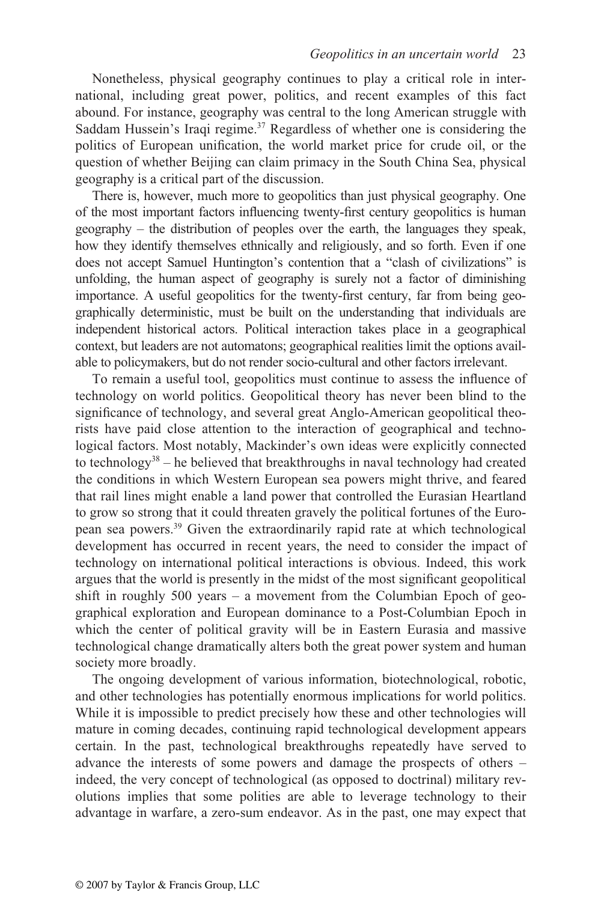Nonetheless, physical geography continues to play a critical role in international, including great power, politics, and recent examples of this fact abound. For instance, geography was central to the long American struggle with Saddam Hussein's Iraqi regime.[37] Regardless of whether one is considering the politics of European unification, the world market price for crude oil, or the question of whether Beijing can claim primacy in the South China Sea, physical geography is a critical part of the discussion.

There is, however, much more to geopolitics than just physical geography. One of the most important factors influencing twenty-first century geopolitics is human geography – the distribution of peoples over the earth, the languages they speak, how they identify themselves ethnically and religiously, and so forth. Even if one does not accept Samuel Huntington's contention that a "clash of civilizations" is unfolding, the human aspect of geography is surely not a factor of diminishing importance. A useful geopolitics for the twenty-first century, far from being geographically deterministic, must be built on the understanding that individuals are independent historical actors. Political interaction takes place in a geographical context, but leaders are not automatons; geographical realities limit the options available to policymakers, but do not render socio-cultural and other factors irrelevant.

To remain a useful tool, geopolitics must continue to assess the influence of technology on world politics. Geopolitical theory has never been blind to the significance of technology, and several great Anglo-American geopolitical theorists have paid close attention to the interaction of geographical and technological factors. Most notably, Mackinder's own ideas were explicitly connected to technology[38] – he believed that breakthroughs in naval technology had created the conditions in which Western European sea powers might thrive, and feared that rail lines might enable a land power that controlled the Eurasian Heartland to grow so strong that it could threaten gravely the political fortunes of the European sea powers.[39] Given the extraordinarily rapid rate at which technological development has occurred in recent years, the need to consider the impact of technology on international political interactions is obvious. Indeed, this work argues that the world is presently in the midst of the most significant geopolitical shift in roughly 500 years – a movement from the Columbian Epoch of geographical exploration and European dominance to a Post-Columbian Epoch in which the center of political gravity will be in Eastern Eurasia and massive technological change dramatically alters both the great power system and human society more broadly.

The ongoing development of various information, biotechnological, robotic, and other technologies has potentially enormous implications for world politics. While it is impossible to predict precisely how these and other technologies will mature in coming decades, continuing rapid technological development appears certain. In the past, technological breakthroughs repeatedly have served to advance the interests of some powers and damage the prospects of others – indeed, the very concept of technological (as opposed to doctrinal) military revolutions implies that some polities are able to leverage technology to their advantage in warfare, a zero-sum endeavor. As in the past, one may expect that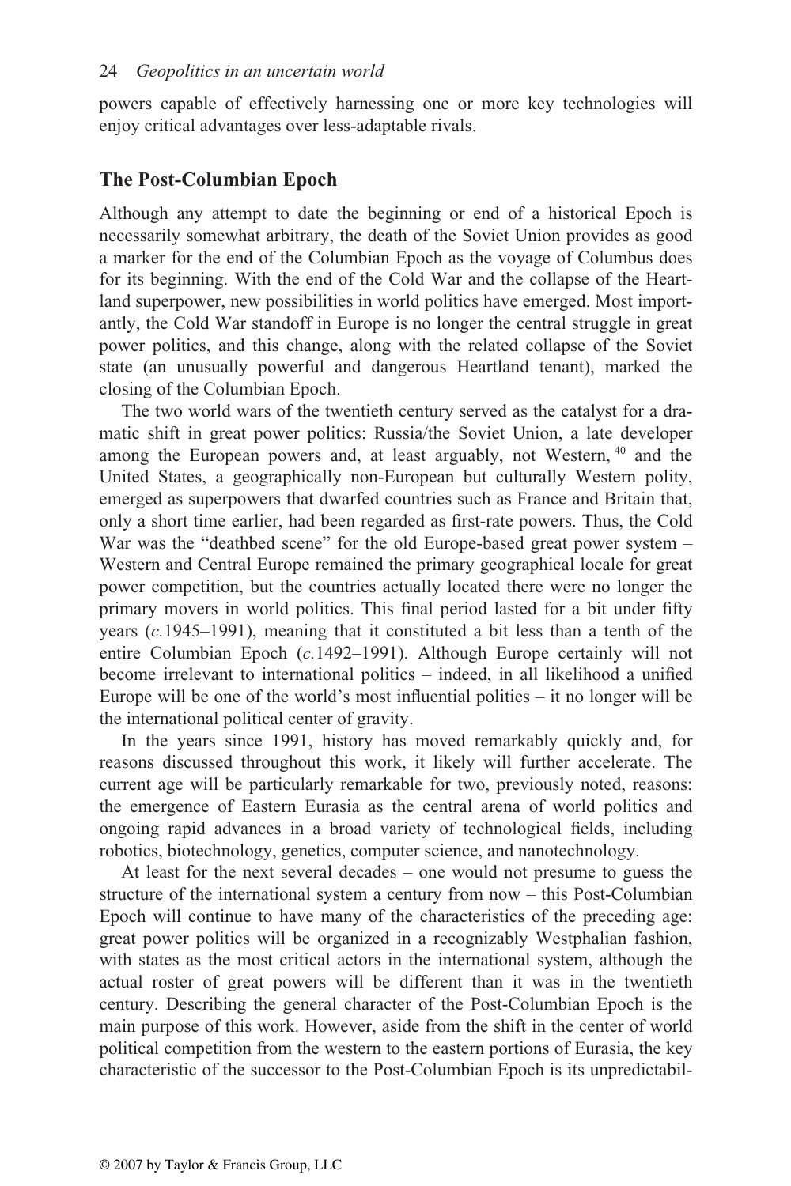powers capable of effectively harnessing one or more key technologies will enjoy critical advantages over less-adaptable rivals.

## The Post-Columbian Epoch

Although any attempt to date the beginning or end of a historical Epoch is necessarily somewhat arbitrary, the death of the Soviet Union provides as good a marker for the end of the Columbian Epoch as the voyage of Columbus does for its beginning. With the end of the Cold War and the collapse of the Heartland superpower, new possibilities in world politics have emerged. Most importantly, the Cold War standoff in Europe is no longer the central struggle in great power politics, and this change, along with the related collapse of the Soviet state (an unusually powerful and dangerous Heartland tenant), marked the closing of the Columbian Epoch.

The two world wars of the twentieth century served as the catalyst for a dramatic shift in great power politics: Russia/the Soviet Union, a late developer among the European powers and, at least arguably, not Western,[40] and the United States, a geographically non-European but culturally Western polity, emerged as superpowers that dwarfed countries such as France and Britain that, only a short time earlier, had been regarded as first-rate powers. Thus, the Cold War was the "deathbed scene" for the old Europe-based great power system – Western and Central Europe remained the primary geographical locale for great power competition, but the countries actually located there were no longer the primary movers in world politics. This final period lasted for a bit under fifty years (*c.*1945–1991), meaning that it constituted a bit less than a tenth of the entire Columbian Epoch (*c.*1492–1991). Although Europe certainly will not become irrelevant to international politics – indeed, in all likelihood a unified Europe will be one of the world's most influential polities – it no longer will be the international political center of gravity.

In the years since 1991, history has moved remarkably quickly and, for reasons discussed throughout this work, it likely will further accelerate. The current age will be particularly remarkable for two, previously noted, reasons: the emergence of Eastern Eurasia as the central arena of world politics and ongoing rapid advances in a broad variety of technological fields, including robotics, biotechnology, genetics, computer science, and nanotechnology.

At least for the next several decades – one would not presume to guess the structure of the international system a century from now – this Post-Columbian Epoch will continue to have many of the characteristics of the preceding age: great power politics will be organized in a recognizably Westphalian fashion, with states as the most critical actors in the international system, although the actual roster of great powers will be different than it was in the twentieth century. Describing the general character of the Post-Columbian Epoch is the main purpose of this work. However, aside from the shift in the center of world political competition from the western to the eastern portions of Eurasia, the key characteristic of the successor to the Post-Columbian Epoch is its unpredictabil-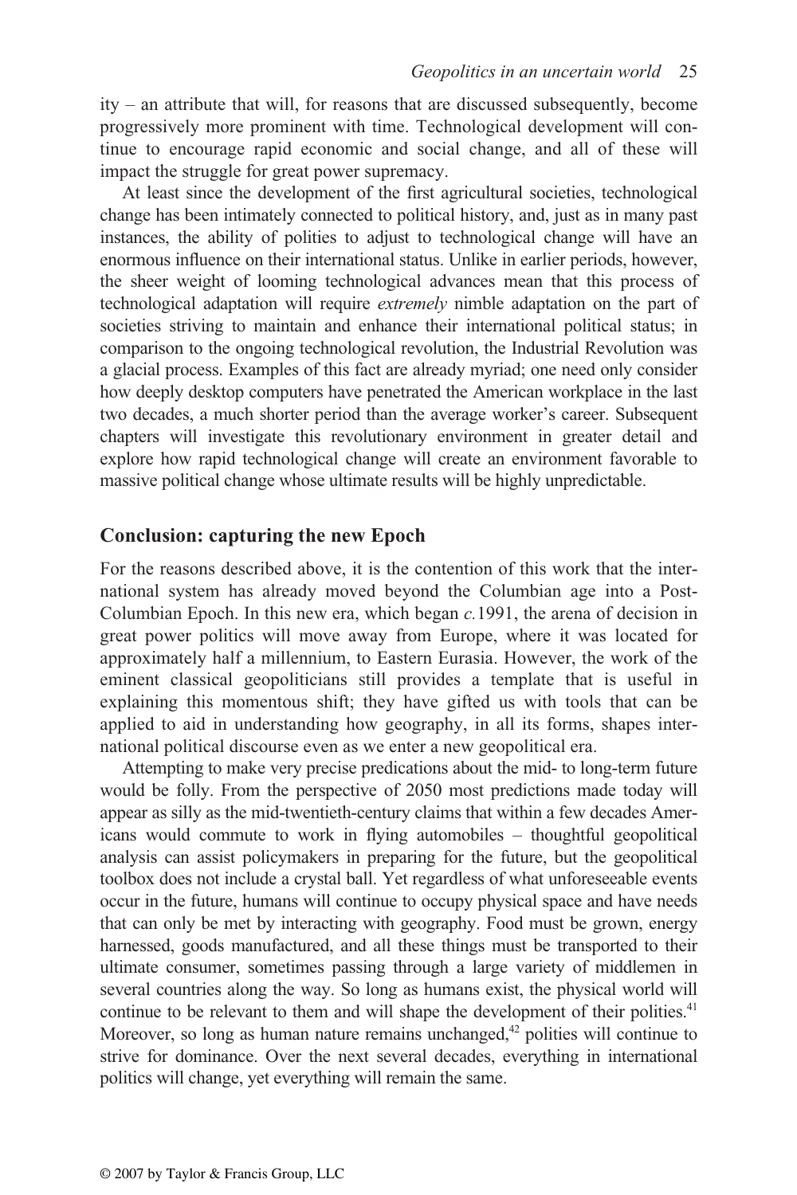ity – an attribute that will, for reasons that are discussed subsequently, become progressively more prominent with time. Technological development will continue to encourage rapid economic and social change, and all of these will impact the struggle for great power supremacy.

At least since the development of the first agricultural societies, technological change has been intimately connected to political history, and, just as in many past instances, the ability of polities to adjust to technological change will have an enormous influence on their international status. Unlike in earlier periods, however, the sheer weight of looming technological advances mean that this process of technological adaptation will require *extremely* nimble adaptation on the part of societies striving to maintain and enhance their international political status; in comparison to the ongoing technological revolution, the Industrial Revolution was a glacial process. Examples of this fact are already myriad; one need only consider how deeply desktop computers have penetrated the American workplace in the last two decades, a much shorter period than the average worker's career. Subsequent chapters will investigate this revolutionary environment in greater detail and explore how rapid technological change will create an environment favorable to massive political change whose ultimate results will be highly unpredictable.

## Conclusion: capturing the new Epoch

For the reasons described above, it is the contention of this work that the international system has already moved beyond the Columbian age into a Post-Columbian Epoch. In this new era, which began *c.*1991, the arena of decision in great power politics will move away from Europe, where it was located for approximately half a millennium, to Eastern Eurasia. However, the work of the eminent classical geopoliticians still provides a template that is useful in explaining this momentous shift; they have gifted us with tools that can be applied to aid in understanding how geography, in all its forms, shapes international political discourse even as we enter a new geopolitical era.

Attempting to make very precise predications about the mid- to long-term future would be folly. From the perspective of 2050 most predictions made today will appear as silly as the mid-twentieth-century claims that within a few decades Americans would commute to work in flying automobiles – thoughtful geopolitical analysis can assist policymakers in preparing for the future, but the geopolitical toolbox does not include a crystal ball. Yet regardless of what unforeseeable events occur in the future, humans will continue to occupy physical space and have needs that can only be met by interacting with geography. Food must be grown, energy harnessed, goods manufactured, and all these things must be transported to their ultimate consumer, sometimes passing through a large variety of middlemen in several countries along the way. So long as humans exist, the physical world will continue to be relevant to them and will shape the development of their polities.[41] Moreover, so long as human nature remains unchanged,[42] polities will continue to strive for dominance. Over the next several decades, everything in international politics will change, yet everything will remain the same.

© 2007 by Taylor & Francis Group, LLC